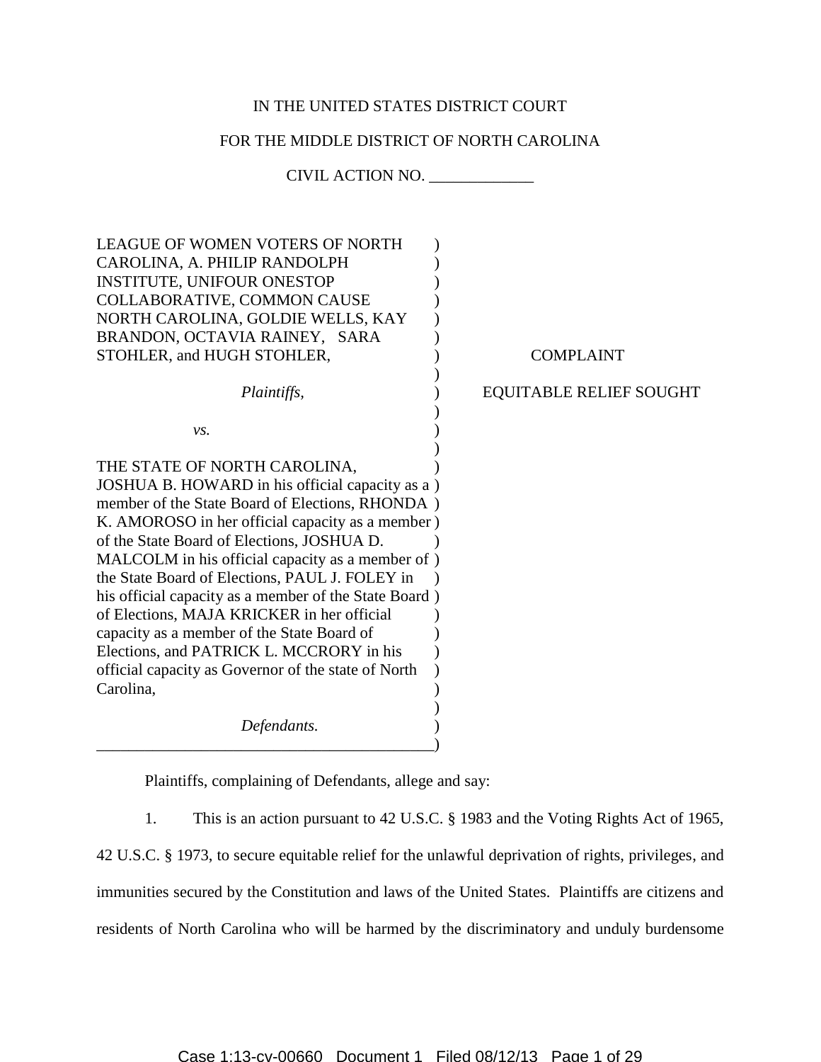IN THE UNITED STATES DISTRICT COURT

FOR THE MIDDLE DISTRICT OF NORTH CAROLINA

CIVIL ACTION NO. _____________

LEAGUE OF WOMEN VOTERS OF NORTH CAROLINA, A. PHILIP RANDOLPH INSTITUTE, UNIFOUR ONESTOP COLLABORATIVE, COMMON CAUSE NORTH CAROLINA, GOLDIE WELLS, KAY BRANDON, OCTAVIA RAINEY, SARA STOHLER, and HUGH STOHLER,

*Plaintiffs,*

*vs.*

THE STATE OF NORTH CAROLINA, JOSHUA B. HOWARD in his official capacity as a member of the State Board of Elections, RHONDA K. AMOROSO in her official capacity as a member of the State Board of Elections, JOSHUA D. MALCOLM in his official capacity as a member of the State Board of Elections, PAUL J. FOLEY in his official capacity as a member of the State Board of Elections, MAJA KRICKER in her official capacity as a member of the State Board of Elections, and PATRICK L. MCCRORY in his official capacity as Governor of the state of North Carolina,

*Defendants.*

COMPLAINT

EQUITABLE RELIEF SOUGHT

Plaintiffs, complaining of Defendants, allege and say:

1. This is an action pursuant to 42 U.S.C. § 1983 and the Voting Rights Act of 1965, 42 U.S.C. § 1973, to secure equitable relief for the unlawful deprivation of rights, privileges, and immunities secured by the Constitution and laws of the United States. Plaintiffs are citizens and residents of North Carolina who will be harmed by the discriminatory and unduly burdensome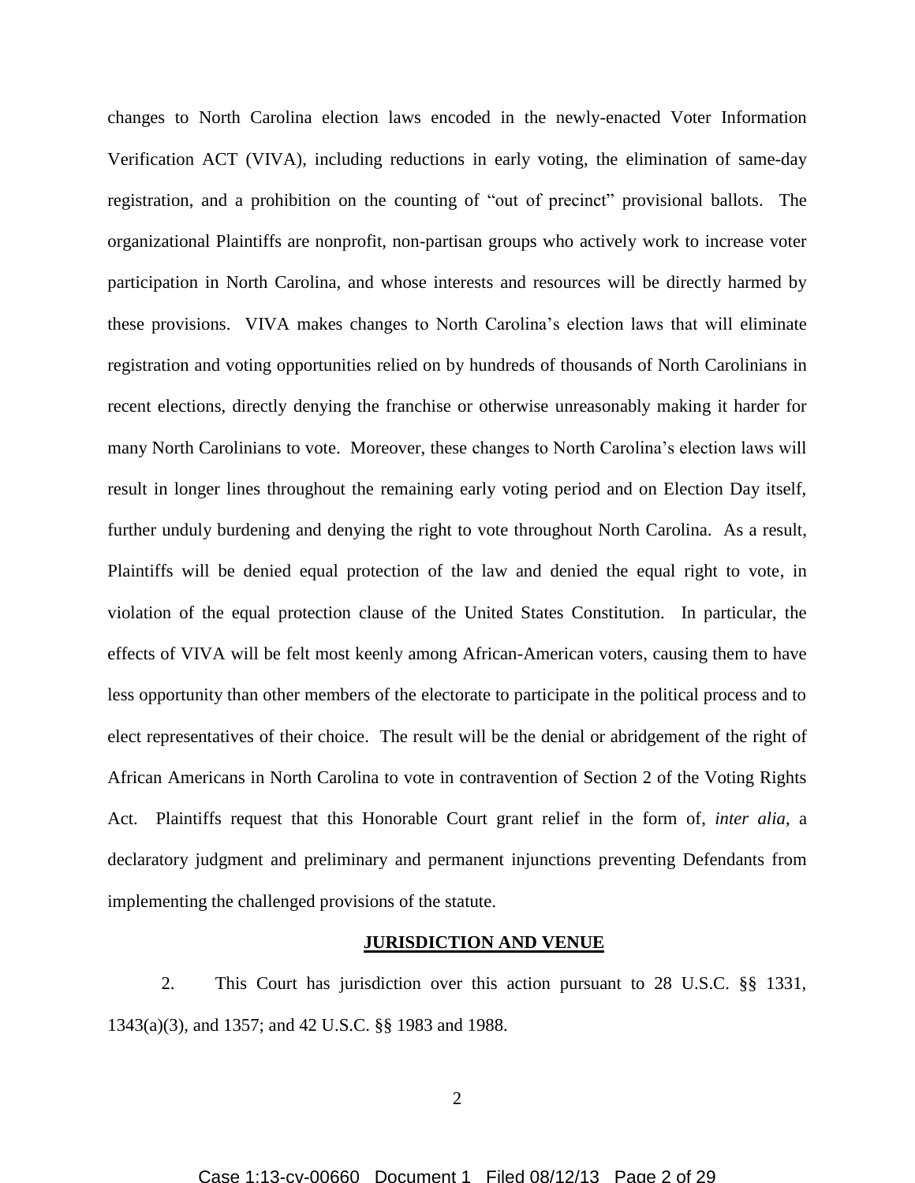changes to North Carolina election laws encoded in the newly-enacted Voter Information Verification ACT (VIVA), including reductions in early voting, the elimination of same-day registration, and a prohibition on the counting of "out of precinct" provisional ballots. The organizational Plaintiffs are nonprofit, non-partisan groups who actively work to increase voter participation in North Carolina, and whose interests and resources will be directly harmed by these provisions. VIVA makes changes to North Carolina's election laws that will eliminate registration and voting opportunities relied on by hundreds of thousands of North Carolinians in recent elections, directly denying the franchise or otherwise unreasonably making it harder for many North Carolinians to vote. Moreover, these changes to North Carolina's election laws will result in longer lines throughout the remaining early voting period and on Election Day itself, further unduly burdening and denying the right to vote throughout North Carolina. As a result, Plaintiffs will be denied equal protection of the law and denied the equal right to vote, in violation of the equal protection clause of the United States Constitution. In particular, the effects of VIVA will be felt most keenly among African-American voters, causing them to have less opportunity than other members of the electorate to participate in the political process and to elect representatives of their choice. The result will be the denial or abridgement of the right of African Americans in North Carolina to vote in contravention of Section 2 of the Voting Rights Act. Plaintiffs request that this Honorable Court grant relief in the form of, *inter alia*, a declaratory judgment and preliminary and permanent injunctions preventing Defendants from implementing the challenged provisions of the statute.

## JURISDICTION AND VENUE

2. This Court has jurisdiction over this action pursuant to 28 U.S.C. §§ 1331, 1343(a)(3), and 1357; and 42 U.S.C. §§ 1983 and 1988.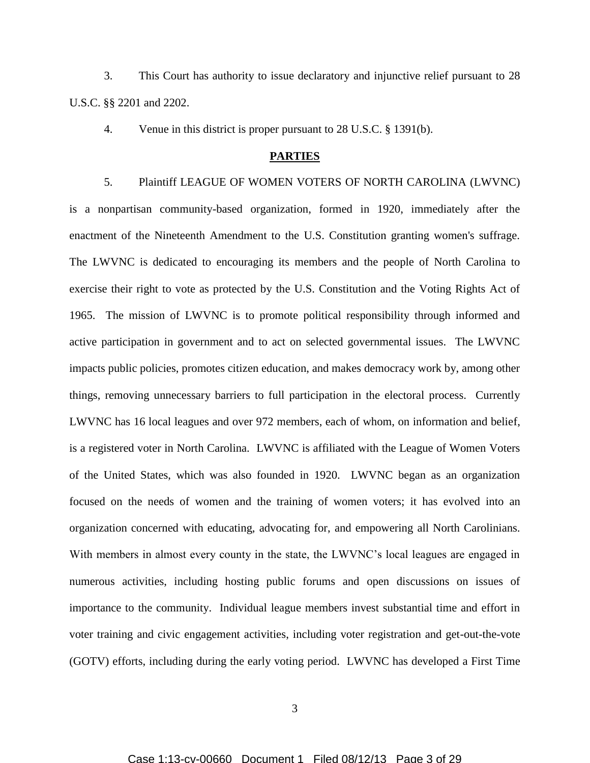3. This Court has authority to issue declaratory and injunctive relief pursuant to 28 U.S.C. §§ 2201 and 2202.

4. Venue in this district is proper pursuant to 28 U.S.C. § 1391(b).

## PARTIES

5. Plaintiff LEAGUE OF WOMEN VOTERS OF NORTH CAROLINA (LWVNC) is a nonpartisan community-based organization, formed in 1920, immediately after the enactment of the Nineteenth Amendment to the U.S. Constitution granting women's suffrage. The LWVNC is dedicated to encouraging its members and the people of North Carolina to exercise their right to vote as protected by the U.S. Constitution and the Voting Rights Act of 1965. The mission of LWVNC is to promote political responsibility through informed and active participation in government and to act on selected governmental issues. The LWVNC impacts public policies, promotes citizen education, and makes democracy work by, among other things, removing unnecessary barriers to full participation in the electoral process. Currently LWVNC has 16 local leagues and over 972 members, each of whom, on information and belief, is a registered voter in North Carolina. LWVNC is affiliated with the League of Women Voters of the United States, which was also founded in 1920. LWVNC began as an organization focused on the needs of women and the training of women voters; it has evolved into an organization concerned with educating, advocating for, and empowering all North Carolinians. With members in almost every county in the state, the LWVNC's local leagues are engaged in numerous activities, including hosting public forums and open discussions on issues of importance to the community. Individual league members invest substantial time and effort in voter training and civic engagement activities, including voter registration and get-out-the-vote (GOTV) efforts, including during the early voting period. LWVNC has developed a First Time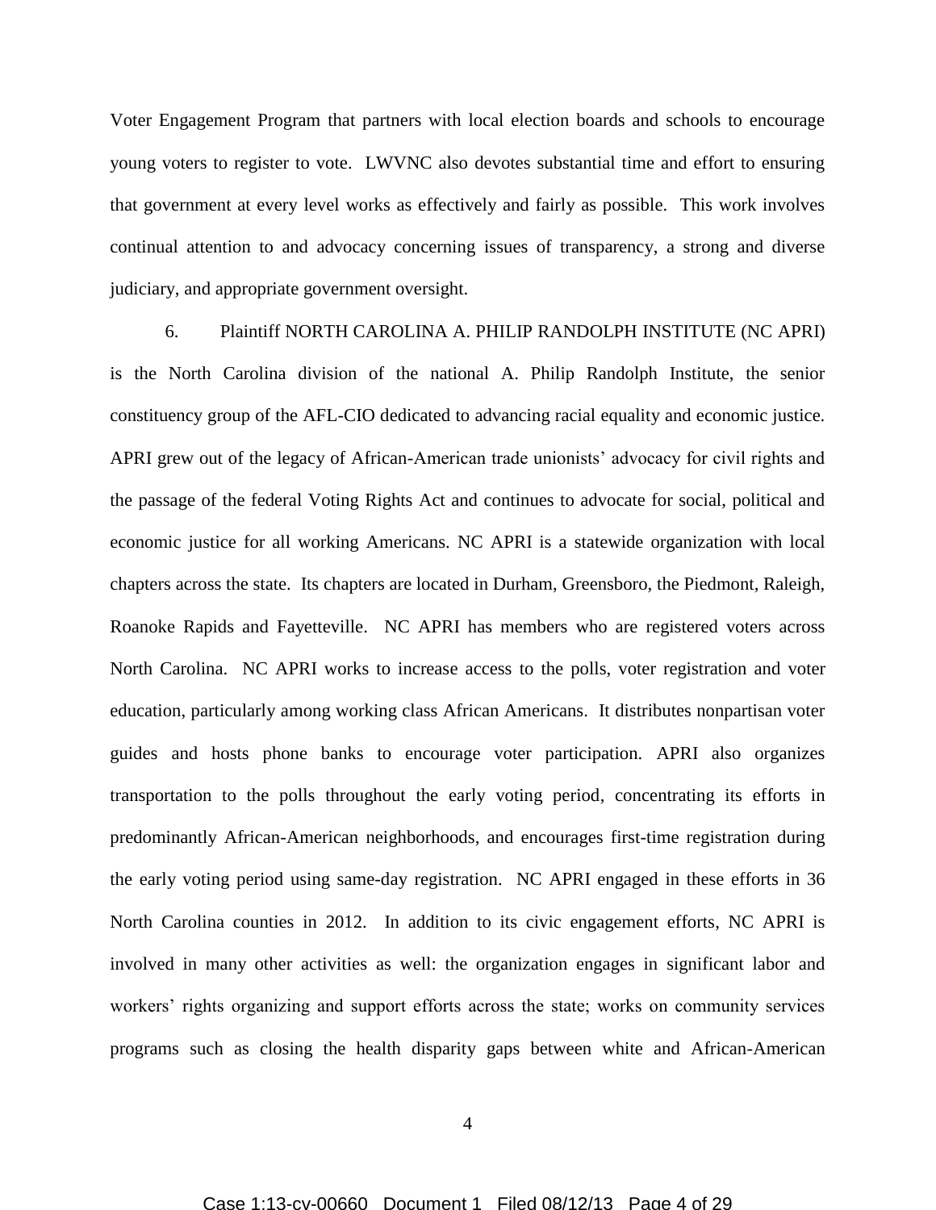Voter Engagement Program that partners with local election boards and schools to encourage young voters to register to vote. LWVNC also devotes substantial time and effort to ensuring that government at every level works as effectively and fairly as possible. This work involves continual attention to and advocacy concerning issues of transparency, a strong and diverse judiciary, and appropriate government oversight.

6. Plaintiff NORTH CAROLINA A. PHILIP RANDOLPH INSTITUTE (NC APRI) is the North Carolina division of the national A. Philip Randolph Institute, the senior constituency group of the AFL-CIO dedicated to advancing racial equality and economic justice. APRI grew out of the legacy of African-American trade unionists' advocacy for civil rights and the passage of the federal Voting Rights Act and continues to advocate for social, political and economic justice for all working Americans. NC APRI is a statewide organization with local chapters across the state. Its chapters are located in Durham, Greensboro, the Piedmont, Raleigh, Roanoke Rapids and Fayetteville. NC APRI has members who are registered voters across North Carolina. NC APRI works to increase access to the polls, voter registration and voter education, particularly among working class African Americans. It distributes nonpartisan voter guides and hosts phone banks to encourage voter participation. APRI also organizes transportation to the polls throughout the early voting period, concentrating its efforts in predominantly African-American neighborhoods, and encourages first-time registration during the early voting period using same-day registration. NC APRI engaged in these efforts in 36 North Carolina counties in 2012. In addition to its civic engagement efforts, NC APRI is involved in many other activities as well: the organization engages in significant labor and workers' rights organizing and support efforts across the state; works on community services programs such as closing the health disparity gaps between white and African-American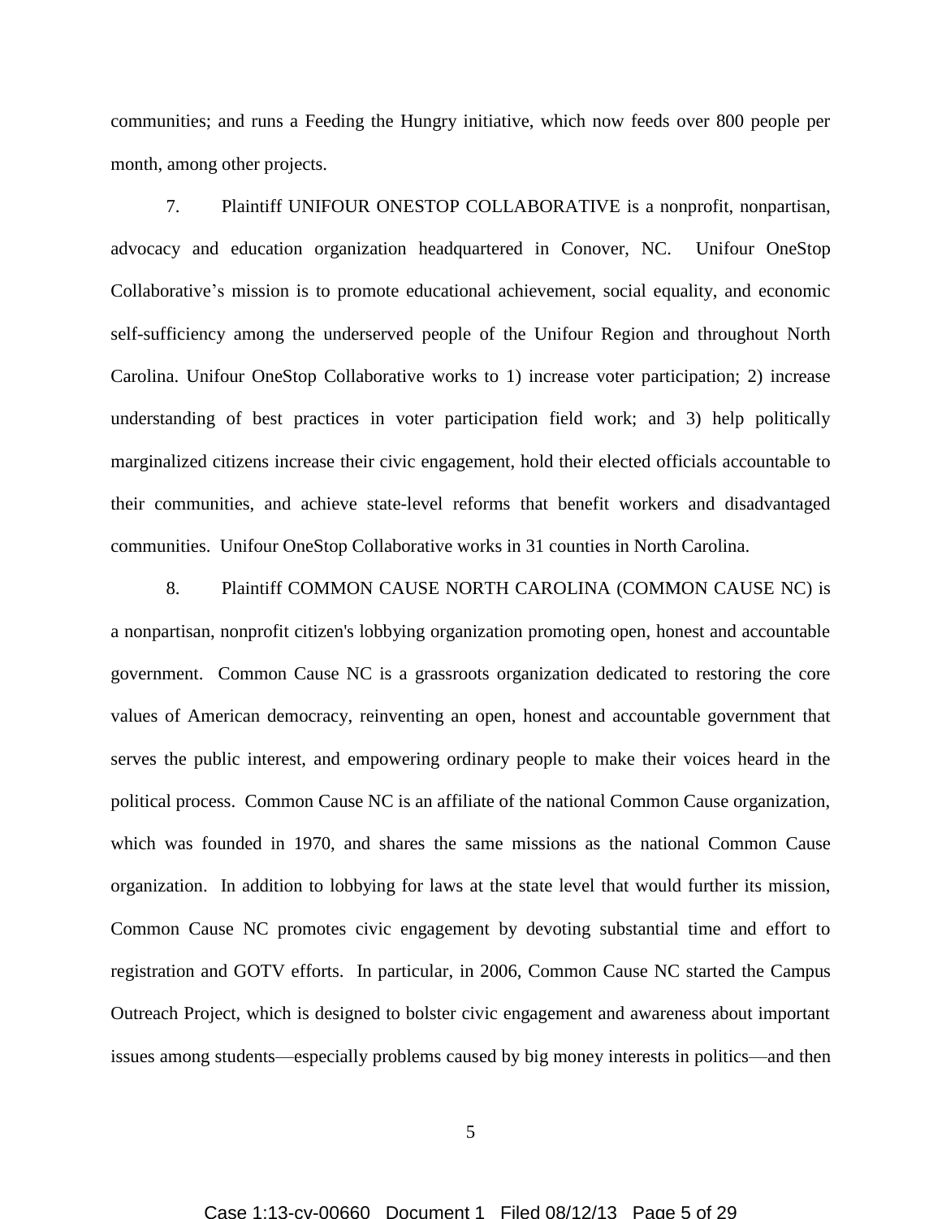communities; and runs a Feeding the Hungry initiative, which now feeds over 800 people per month, among other projects.

7. Plaintiff UNIFOUR ONESTOP COLLABORATIVE is a nonprofit, nonpartisan, advocacy and education organization headquartered in Conover, NC. Unifour OneStop Collaborative's mission is to promote educational achievement, social equality, and economic self-sufficiency among the underserved people of the Unifour Region and throughout North Carolina. Unifour OneStop Collaborative works to 1) increase voter participation; 2) increase understanding of best practices in voter participation field work; and 3) help politically marginalized citizens increase their civic engagement, hold their elected officials accountable to their communities, and achieve state-level reforms that benefit workers and disadvantaged communities. Unifour OneStop Collaborative works in 31 counties in North Carolina.

8. Plaintiff COMMON CAUSE NORTH CAROLINA (COMMON CAUSE NC) is a nonpartisan, nonprofit citizen's lobbying organization promoting open, honest and accountable government. Common Cause NC is a grassroots organization dedicated to restoring the core values of American democracy, reinventing an open, honest and accountable government that serves the public interest, and empowering ordinary people to make their voices heard in the political process. Common Cause NC is an affiliate of the national Common Cause organization, which was founded in 1970, and shares the same missions as the national Common Cause organization. In addition to lobbying for laws at the state level that would further its mission, Common Cause NC promotes civic engagement by devoting substantial time and effort to registration and GOTV efforts. In particular, in 2006, Common Cause NC started the Campus Outreach Project, which is designed to bolster civic engagement and awareness about important issues among students—especially problems caused by big money interests in politics—and then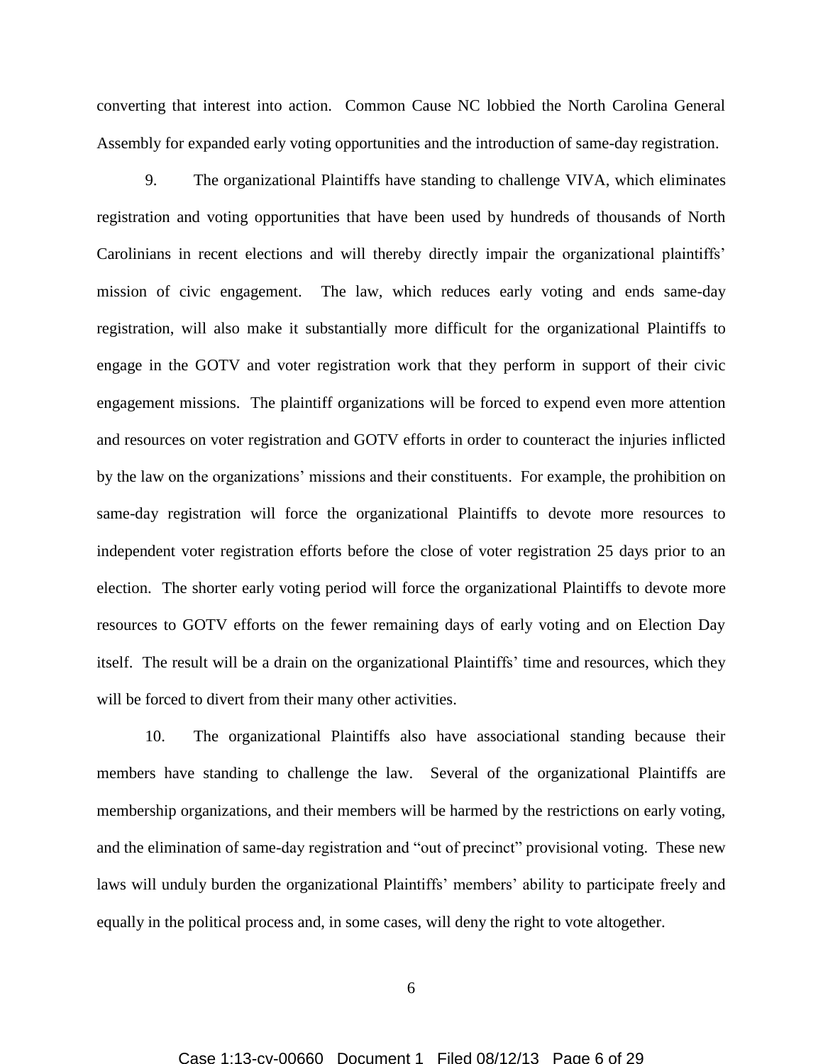converting that interest into action. Common Cause NC lobbied the North Carolina General Assembly for expanded early voting opportunities and the introduction of same-day registration.

9. The organizational Plaintiffs have standing to challenge VIVA, which eliminates registration and voting opportunities that have been used by hundreds of thousands of North Carolinians in recent elections and will thereby directly impair the organizational plaintiffs' mission of civic engagement. The law, which reduces early voting and ends same-day registration, will also make it substantially more difficult for the organizational Plaintiffs to engage in the GOTV and voter registration work that they perform in support of their civic engagement missions. The plaintiff organizations will be forced to expend even more attention and resources on voter registration and GOTV efforts in order to counteract the injuries inflicted by the law on the organizations' missions and their constituents. For example, the prohibition on same-day registration will force the organizational Plaintiffs to devote more resources to independent voter registration efforts before the close of voter registration 25 days prior to an election. The shorter early voting period will force the organizational Plaintiffs to devote more resources to GOTV efforts on the fewer remaining days of early voting and on Election Day itself. The result will be a drain on the organizational Plaintiffs' time and resources, which they will be forced to divert from their many other activities.

10. The organizational Plaintiffs also have associational standing because their members have standing to challenge the law. Several of the organizational Plaintiffs are membership organizations, and their members will be harmed by the restrictions on early voting, and the elimination of same-day registration and "out of precinct" provisional voting. These new laws will unduly burden the organizational Plaintiffs' members' ability to participate freely and equally in the political process and, in some cases, will deny the right to vote altogether.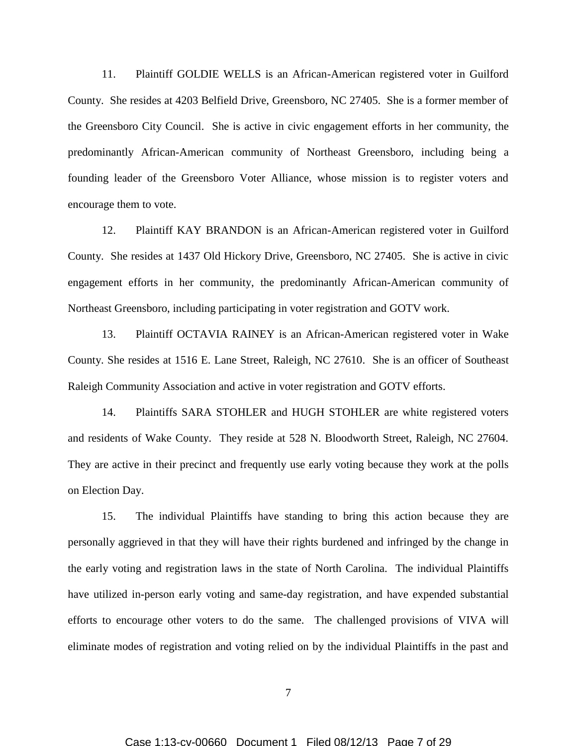11. Plaintiff GOLDIE WELLS is an African-American registered voter in Guilford County. She resides at 4203 Belfield Drive, Greensboro, NC 27405. She is a former member of the Greensboro City Council. She is active in civic engagement efforts in her community, the predominantly African-American community of Northeast Greensboro, including being a founding leader of the Greensboro Voter Alliance, whose mission is to register voters and encourage them to vote.

12. Plaintiff KAY BRANDON is an African-American registered voter in Guilford County. She resides at 1437 Old Hickory Drive, Greensboro, NC 27405. She is active in civic engagement efforts in her community, the predominantly African-American community of Northeast Greensboro, including participating in voter registration and GOTV work.

13. Plaintiff OCTAVIA RAINEY is an African-American registered voter in Wake County. She resides at 1516 E. Lane Street, Raleigh, NC 27610. She is an officer of Southeast Raleigh Community Association and active in voter registration and GOTV efforts.

14. Plaintiffs SARA STOHLER and HUGH STOHLER are white registered voters and residents of Wake County. They reside at 528 N. Bloodworth Street, Raleigh, NC 27604. They are active in their precinct and frequently use early voting because they work at the polls on Election Day.

15. The individual Plaintiffs have standing to bring this action because they are personally aggrieved in that they will have their rights burdened and infringed by the change in the early voting and registration laws in the state of North Carolina. The individual Plaintiffs have utilized in-person early voting and same-day registration, and have expended substantial efforts to encourage other voters to do the same. The challenged provisions of VIVA will eliminate modes of registration and voting relied on by the individual Plaintiffs in the past and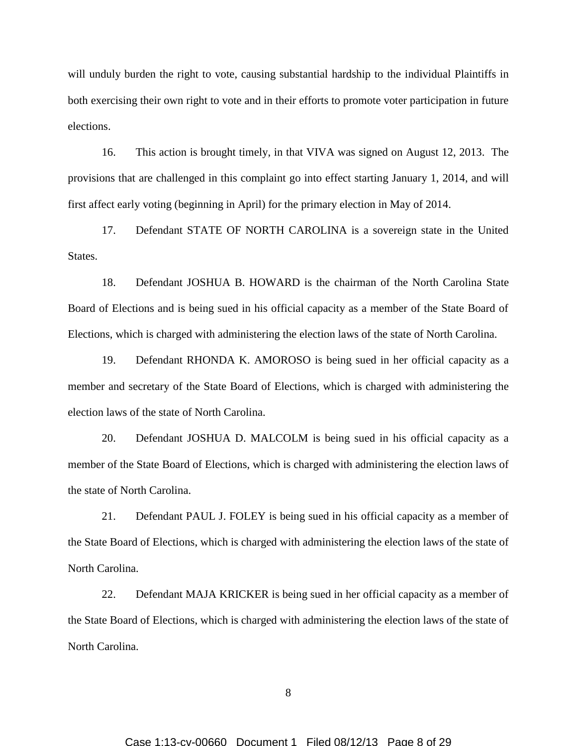will unduly burden the right to vote, causing substantial hardship to the individual Plaintiffs in both exercising their own right to vote and in their efforts to promote voter participation in future elections.

16. This action is brought timely, in that VIVA was signed on August 12, 2013. The provisions that are challenged in this complaint go into effect starting January 1, 2014, and will first affect early voting (beginning in April) for the primary election in May of 2014.

17. Defendant STATE OF NORTH CAROLINA is a sovereign state in the United States.

18. Defendant JOSHUA B. HOWARD is the chairman of the North Carolina State Board of Elections and is being sued in his official capacity as a member of the State Board of Elections, which is charged with administering the election laws of the state of North Carolina.

19. Defendant RHONDA K. AMOROSO is being sued in her official capacity as a member and secretary of the State Board of Elections, which is charged with administering the election laws of the state of North Carolina.

20. Defendant JOSHUA D. MALCOLM is being sued in his official capacity as a member of the State Board of Elections, which is charged with administering the election laws of the state of North Carolina.

21. Defendant PAUL J. FOLEY is being sued in his official capacity as a member of the State Board of Elections, which is charged with administering the election laws of the state of North Carolina.

22. Defendant MAJA KRICKER is being sued in her official capacity as a member of the State Board of Elections, which is charged with administering the election laws of the state of North Carolina.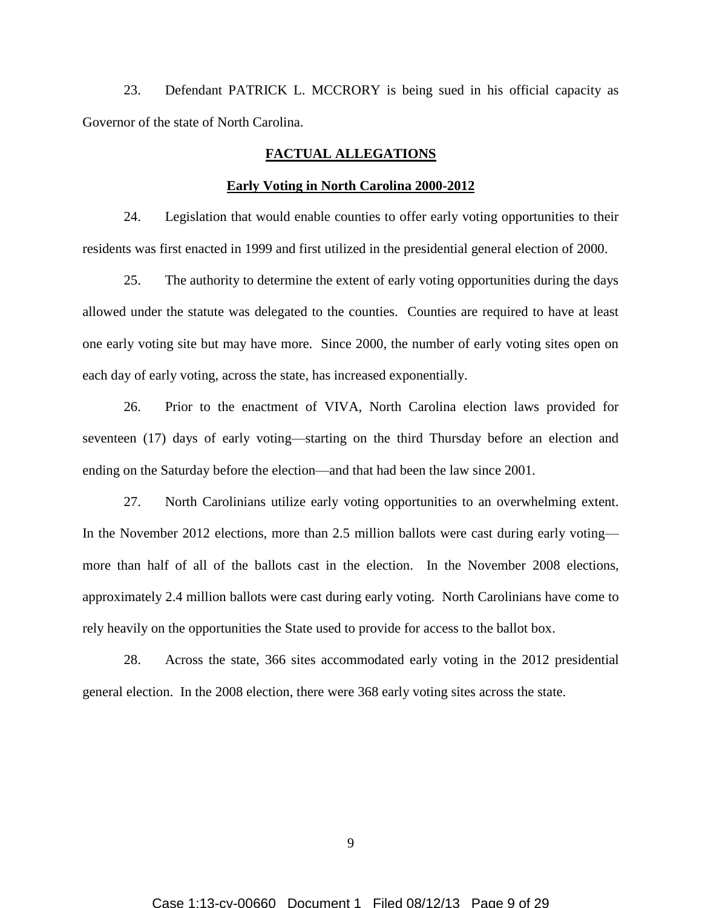23. Defendant PATRICK L. MCCRORY is being sued in his official capacity as Governor of the state of North Carolina.

## FACTUAL ALLEGATIONS

### Early Voting in North Carolina 2000-2012

24. Legislation that would enable counties to offer early voting opportunities to their residents was first enacted in 1999 and first utilized in the presidential general election of 2000.

25. The authority to determine the extent of early voting opportunities during the days allowed under the statute was delegated to the counties. Counties are required to have at least one early voting site but may have more. Since 2000, the number of early voting sites open on each day of early voting, across the state, has increased exponentially.

26. Prior to the enactment of VIVA, North Carolina election laws provided for seventeen (17) days of early voting—starting on the third Thursday before an election and ending on the Saturday before the election—and that had been the law since 2001.

27. North Carolinians utilize early voting opportunities to an overwhelming extent. In the November 2012 elections, more than 2.5 million ballots were cast during early voting—more than half of all of the ballots cast in the election. In the November 2008 elections, approximately 2.4 million ballots were cast during early voting. North Carolinians have come to rely heavily on the opportunities the State used to provide for access to the ballot box.

28. Across the state, 366 sites accommodated early voting in the 2012 presidential general election. In the 2008 election, there were 368 early voting sites across the state.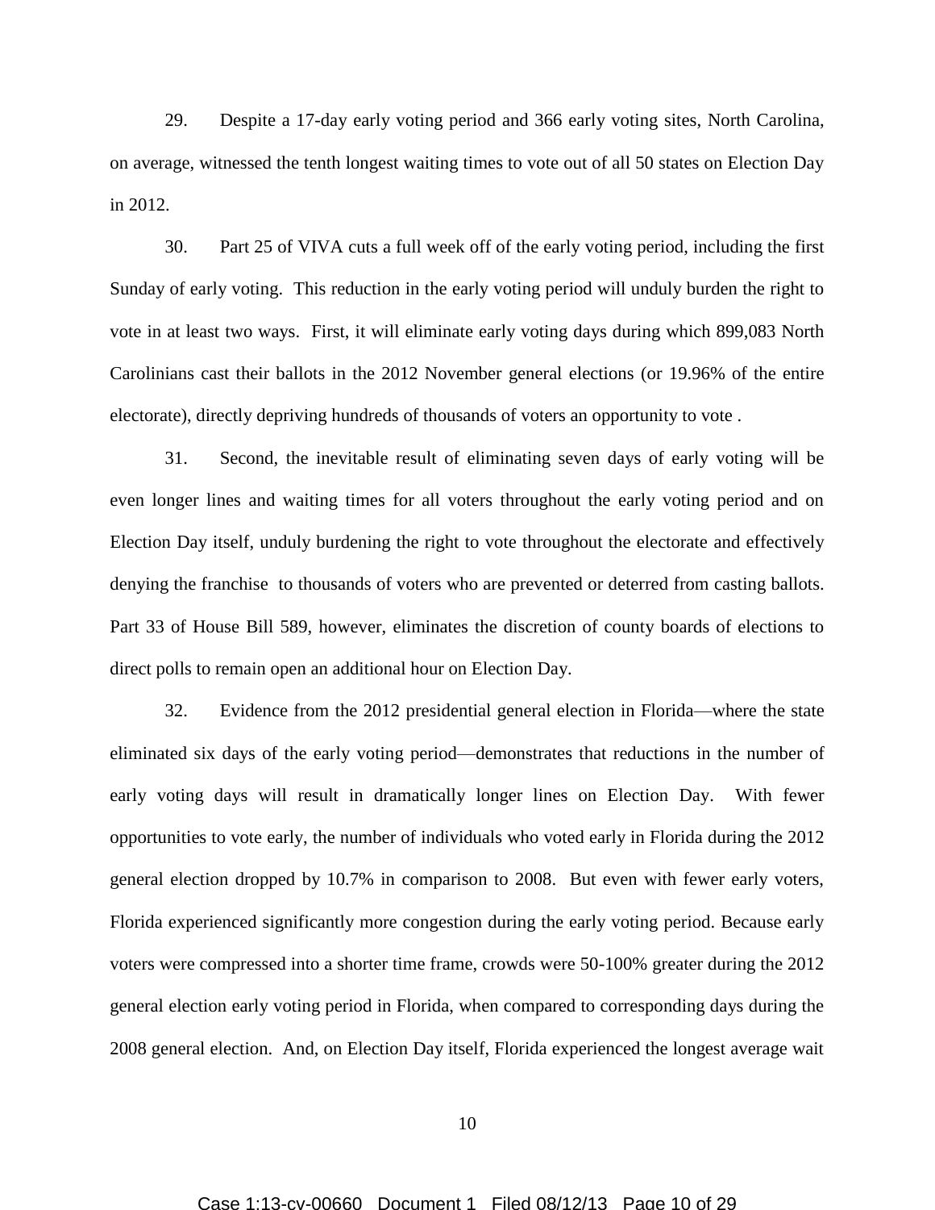29. Despite a 17-day early voting period and 366 early voting sites, North Carolina, on average, witnessed the tenth longest waiting times to vote out of all 50 states on Election Day in 2012.

30. Part 25 of VIVA cuts a full week off of the early voting period, including the first Sunday of early voting. This reduction in the early voting period will unduly burden the right to vote in at least two ways. First, it will eliminate early voting days during which 899,083 North Carolinians cast their ballots in the 2012 November general elections (or 19.96% of the entire electorate), directly depriving hundreds of thousands of voters an opportunity to vote .

31. Second, the inevitable result of eliminating seven days of early voting will be even longer lines and waiting times for all voters throughout the early voting period and on Election Day itself, unduly burdening the right to vote throughout the electorate and effectively denying the franchise to thousands of voters who are prevented or deterred from casting ballots. Part 33 of House Bill 589, however, eliminates the discretion of county boards of elections to direct polls to remain open an additional hour on Election Day.

32. Evidence from the 2012 presidential general election in Florida—where the state eliminated six days of the early voting period—demonstrates that reductions in the number of early voting days will result in dramatically longer lines on Election Day. With fewer opportunities to vote early, the number of individuals who voted early in Florida during the 2012 general election dropped by 10.7% in comparison to 2008. But even with fewer early voters, Florida experienced significantly more congestion during the early voting period. Because early voters were compressed into a shorter time frame, crowds were 50-100% greater during the 2012 general election early voting period in Florida, when compared to corresponding days during the 2008 general election. And, on Election Day itself, Florida experienced the longest average wait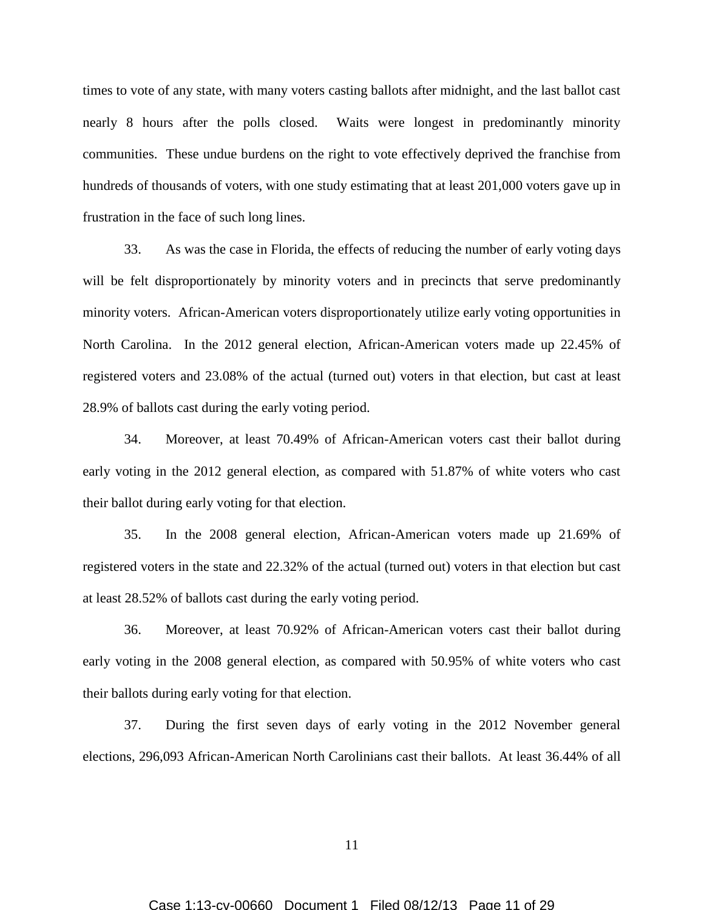times to vote of any state, with many voters casting ballots after midnight, and the last ballot cast nearly 8 hours after the polls closed. Waits were longest in predominantly minority communities. These undue burdens on the right to vote effectively deprived the franchise from hundreds of thousands of voters, with one study estimating that at least 201,000 voters gave up in frustration in the face of such long lines.

33. As was the case in Florida, the effects of reducing the number of early voting days will be felt disproportionately by minority voters and in precincts that serve predominantly minority voters. African-American voters disproportionately utilize early voting opportunities in North Carolina. In the 2012 general election, African-American voters made up 22.45% of registered voters and 23.08% of the actual (turned out) voters in that election, but cast at least 28.9% of ballots cast during the early voting period.

34. Moreover, at least 70.49% of African-American voters cast their ballot during early voting in the 2012 general election, as compared with 51.87% of white voters who cast their ballot during early voting for that election.

35. In the 2008 general election, African-American voters made up 21.69% of registered voters in the state and 22.32% of the actual (turned out) voters in that election but cast at least 28.52% of ballots cast during the early voting period.

36. Moreover, at least 70.92% of African-American voters cast their ballot during early voting in the 2008 general election, as compared with 50.95% of white voters who cast their ballots during early voting for that election.

37. During the first seven days of early voting in the 2012 November general elections, 296,093 African-American North Carolinians cast their ballots. At least 36.44% of all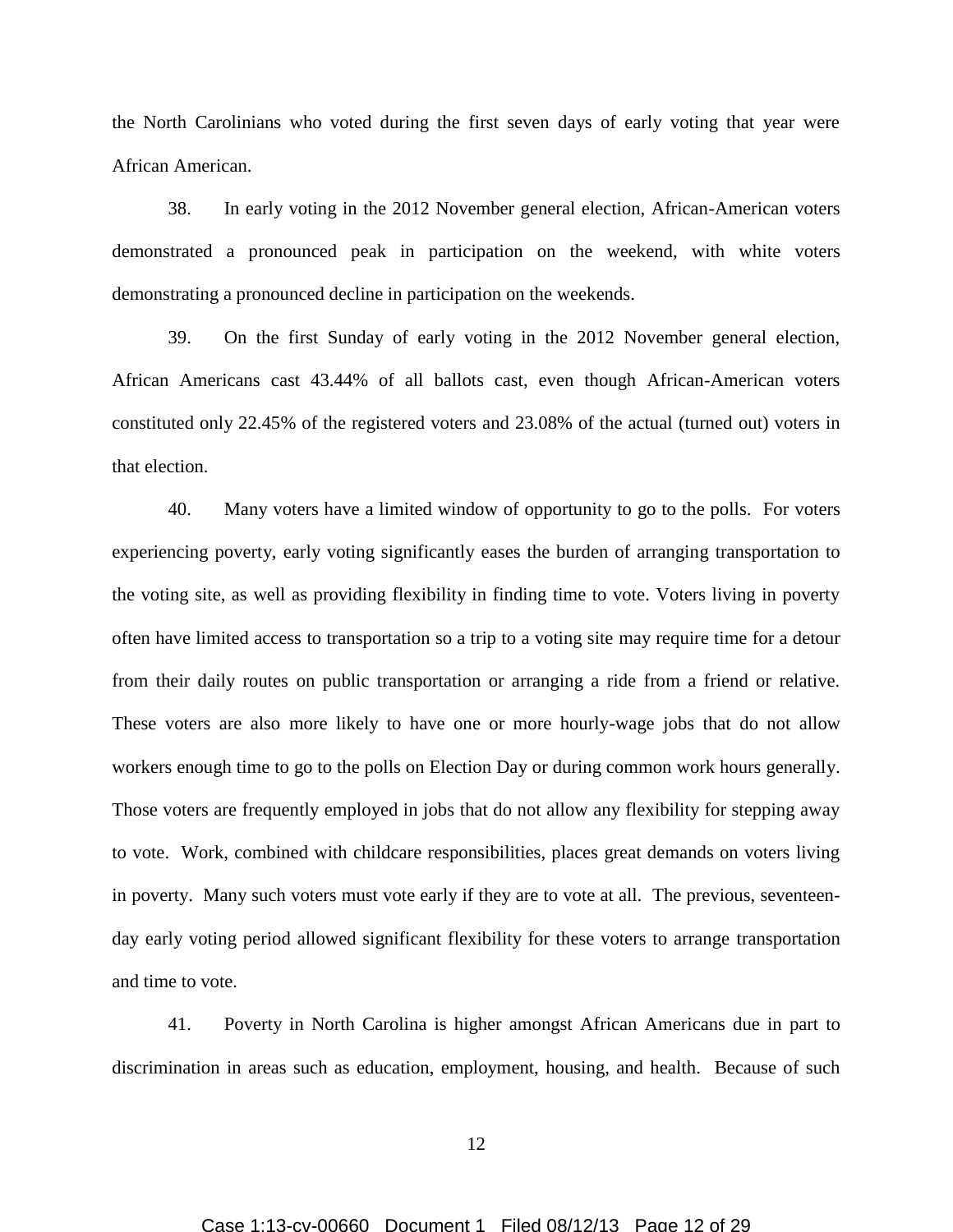the North Carolinians who voted during the first seven days of early voting that year were African American.

38. In early voting in the 2012 November general election, African-American voters demonstrated a pronounced peak in participation on the weekend, with white voters demonstrating a pronounced decline in participation on the weekends.

39. On the first Sunday of early voting in the 2012 November general election, African Americans cast 43.44% of all ballots cast, even though African-American voters constituted only 22.45% of the registered voters and 23.08% of the actual (turned out) voters in that election.

40. Many voters have a limited window of opportunity to go to the polls. For voters experiencing poverty, early voting significantly eases the burden of arranging transportation to the voting site, as well as providing flexibility in finding time to vote. Voters living in poverty often have limited access to transportation so a trip to a voting site may require time for a detour from their daily routes on public transportation or arranging a ride from a friend or relative. These voters are also more likely to have one or more hourly-wage jobs that do not allow workers enough time to go to the polls on Election Day or during common work hours generally. Those voters are frequently employed in jobs that do not allow any flexibility for stepping away to vote. Work, combined with childcare responsibilities, places great demands on voters living in poverty. Many such voters must vote early if they are to vote at all. The previous, seventeen-day early voting period allowed significant flexibility for these voters to arrange transportation and time to vote.

41. Poverty in North Carolina is higher amongst African Americans due in part to discrimination in areas such as education, employment, housing, and health. Because of such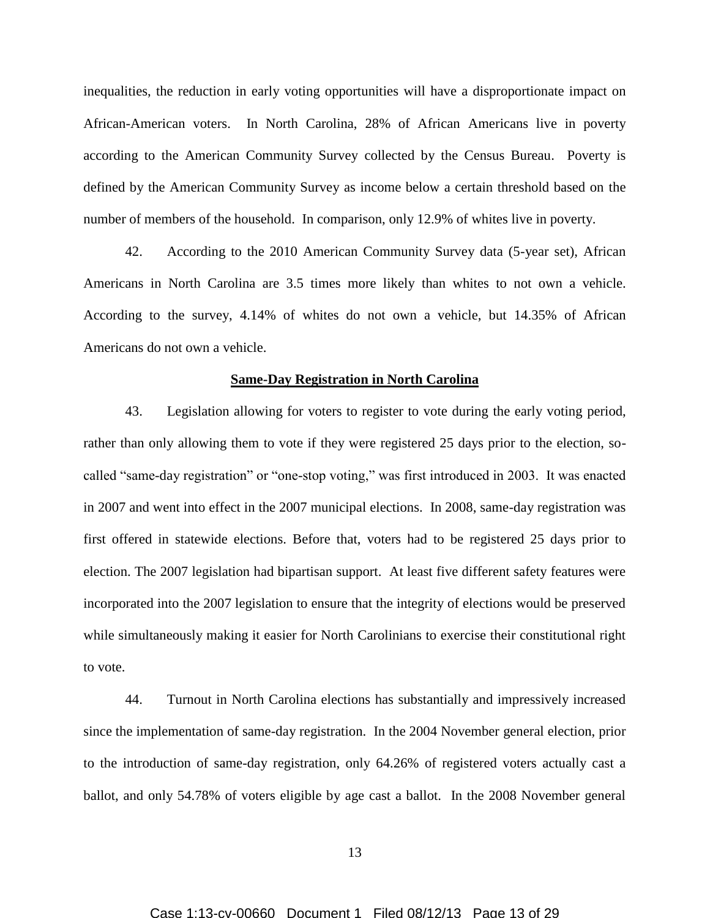inequalities, the reduction in early voting opportunities will have a disproportionate impact on African-American voters. In North Carolina, 28% of African Americans live in poverty according to the American Community Survey collected by the Census Bureau. Poverty is defined by the American Community Survey as income below a certain threshold based on the number of members of the household. In comparison, only 12.9% of whites live in poverty.

42. According to the 2010 American Community Survey data (5-year set), African Americans in North Carolina are 3.5 times more likely than whites to not own a vehicle. According to the survey, 4.14% of whites do not own a vehicle, but 14.35% of African Americans do not own a vehicle.

**Same-Day Registration in North Carolina**

43. Legislation allowing for voters to register to vote during the early voting period, rather than only allowing them to vote if they were registered 25 days prior to the election, so-called "same-day registration" or "one-stop voting," was first introduced in 2003. It was enacted in 2007 and went into effect in the 2007 municipal elections. In 2008, same-day registration was first offered in statewide elections. Before that, voters had to be registered 25 days prior to election. The 2007 legislation had bipartisan support. At least five different safety features were incorporated into the 2007 legislation to ensure that the integrity of elections would be preserved while simultaneously making it easier for North Carolinians to exercise their constitutional right to vote.

44. Turnout in North Carolina elections has substantially and impressively increased since the implementation of same-day registration. In the 2004 November general election, prior to the introduction of same-day registration, only 64.26% of registered voters actually cast a ballot, and only 54.78% of voters eligible by age cast a ballot. In the 2008 November general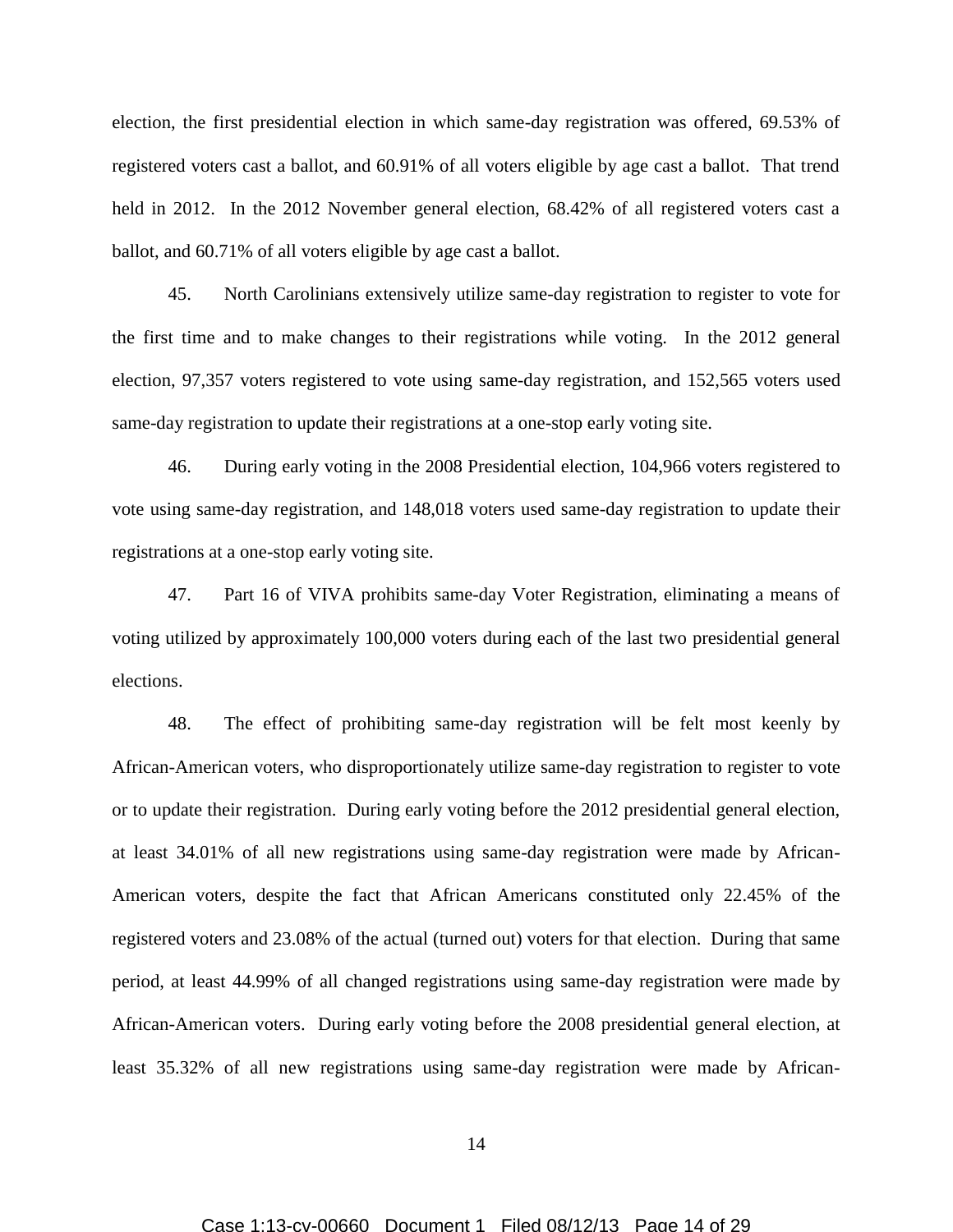election, the first presidential election in which same-day registration was offered, 69.53% of registered voters cast a ballot, and 60.91% of all voters eligible by age cast a ballot. That trend held in 2012. In the 2012 November general election, 68.42% of all registered voters cast a ballot, and 60.71% of all voters eligible by age cast a ballot.

45. North Carolinians extensively utilize same-day registration to register to vote for the first time and to make changes to their registrations while voting. In the 2012 general election, 97,357 voters registered to vote using same-day registration, and 152,565 voters used same-day registration to update their registrations at a one-stop early voting site.

46. During early voting in the 2008 Presidential election, 104,966 voters registered to vote using same-day registration, and 148,018 voters used same-day registration to update their registrations at a one-stop early voting site.

47. Part 16 of VIVA prohibits same-day Voter Registration, eliminating a means of voting utilized by approximately 100,000 voters during each of the last two presidential general elections.

48. The effect of prohibiting same-day registration will be felt most keenly by African-American voters, who disproportionately utilize same-day registration to register to vote or to update their registration. During early voting before the 2012 presidential general election, at least 34.01% of all new registrations using same-day registration were made by African-American voters, despite the fact that African Americans constituted only 22.45% of the registered voters and 23.08% of the actual (turned out) voters for that election. During that same period, at least 44.99% of all changed registrations using same-day registration were made by African-American voters. During early voting before the 2008 presidential general election, at least 35.32% of all new registrations using same-day registration were made by African-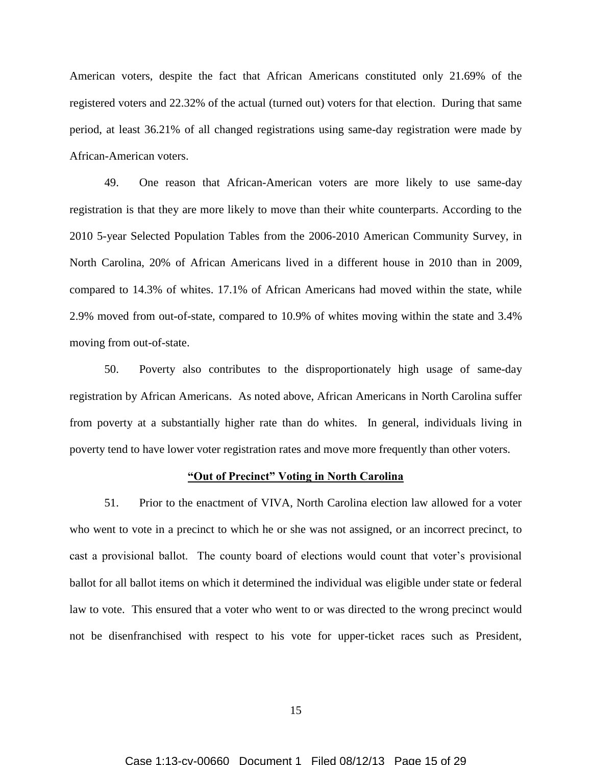American voters, despite the fact that African Americans constituted only 21.69% of the registered voters and 22.32% of the actual (turned out) voters for that election. During that same period, at least 36.21% of all changed registrations using same-day registration were made by African-American voters.

49. One reason that African-American voters are more likely to use same-day registration is that they are more likely to move than their white counterparts. According to the 2010 5-year Selected Population Tables from the 2006-2010 American Community Survey, in North Carolina, 20% of African Americans lived in a different house in 2010 than in 2009, compared to 14.3% of whites. 17.1% of African Americans had moved within the state, while 2.9% moved from out-of-state, compared to 10.9% of whites moving within the state and 3.4% moving from out-of-state.

50. Poverty also contributes to the disproportionately high usage of same-day registration by African Americans. As noted above, African Americans in North Carolina suffer from poverty at a substantially higher rate than do whites. In general, individuals living in poverty tend to have lower voter registration rates and move more frequently than other voters.

**"Out of Precinct" Voting in North Carolina**

51. Prior to the enactment of VIVA, North Carolina election law allowed for a voter who went to vote in a precinct to which he or she was not assigned, or an incorrect precinct, to cast a provisional ballot. The county board of elections would count that voter's provisional ballot for all ballot items on which it determined the individual was eligible under state or federal law to vote. This ensured that a voter who went to or was directed to the wrong precinct would not be disenfranchised with respect to his vote for upper-ticket races such as President,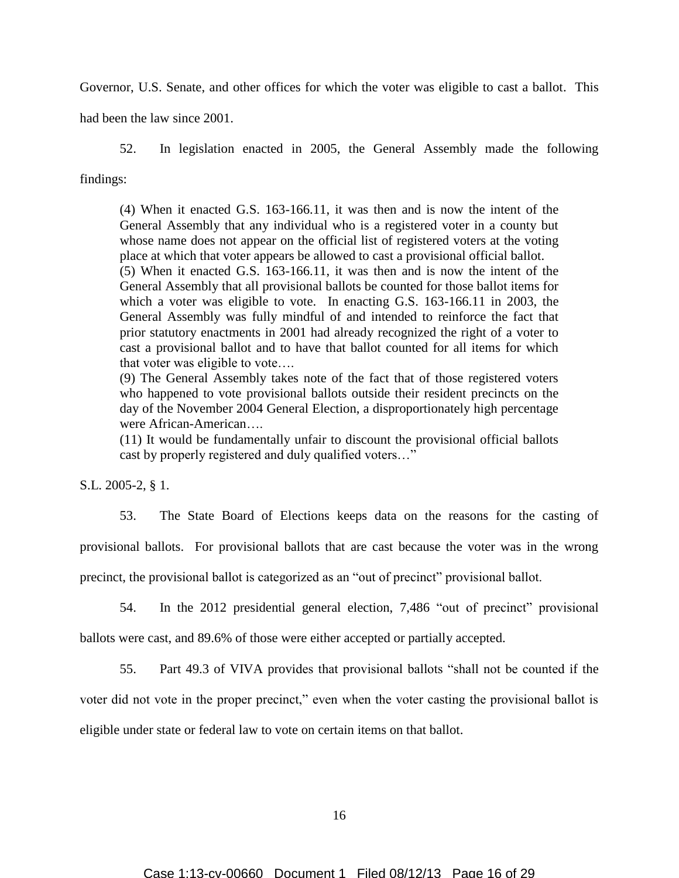Governor, U.S. Senate, and other offices for which the voter was eligible to cast a ballot. This had been the law since 2001.

52. In legislation enacted in 2005, the General Assembly made the following findings:

> (4) When it enacted G.S. 163-166.11, it was then and is now the intent of the General Assembly that any individual who is a registered voter in a county but whose name does not appear on the official list of registered voters at the voting place at which that voter appears be allowed to cast a provisional official ballot.
> (5) When it enacted G.S. 163-166.11, it was then and is now the intent of the General Assembly that all provisional ballots be counted for those ballot items for which a voter was eligible to vote. In enacting G.S. 163-166.11 in 2003, the General Assembly was fully mindful of and intended to reinforce the fact that prior statutory enactments in 2001 had already recognized the right of a voter to cast a provisional ballot and to have that ballot counted for all items for which that voter was eligible to vote….
> (9) The General Assembly takes note of the fact that of those registered voters who happened to vote provisional ballots outside their resident precincts on the day of the November 2004 General Election, a disproportionately high percentage were African-American….
> (11) It would be fundamentally unfair to discount the provisional official ballots cast by properly registered and duly qualified voters…"

S.L. 2005-2, § 1.

53. The State Board of Elections keeps data on the reasons for the casting of provisional ballots. For provisional ballots that are cast because the voter was in the wrong precinct, the provisional ballot is categorized as an "out of precinct" provisional ballot.

54. In the 2012 presidential general election, 7,486 "out of precinct" provisional ballots were cast, and 89.6% of those were either accepted or partially accepted.

55. Part 49.3 of VIVA provides that provisional ballots "shall not be counted if the voter did not vote in the proper precinct," even when the voter casting the provisional ballot is eligible under state or federal law to vote on certain items on that ballot.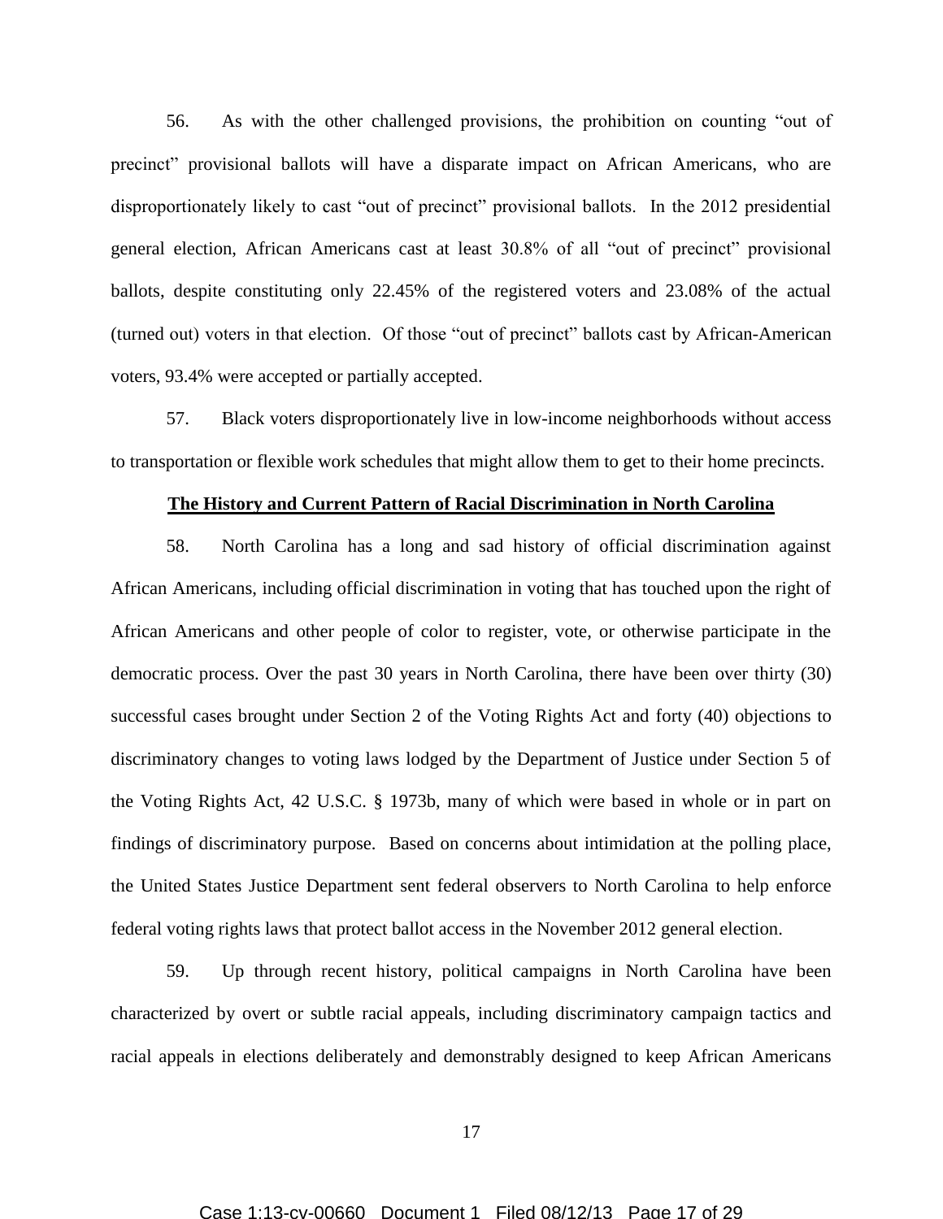56. As with the other challenged provisions, the prohibition on counting “out of precinct” provisional ballots will have a disparate impact on African Americans, who are disproportionately likely to cast “out of precinct” provisional ballots. In the 2012 presidential general election, African Americans cast at least 30.8% of all “out of precinct” provisional ballots, despite constituting only 22.45% of the registered voters and 23.08% of the actual (turned out) voters in that election. Of those “out of precinct” ballots cast by African-American voters, 93.4% were accepted or partially accepted.

57. Black voters disproportionately live in low-income neighborhoods without access to transportation or flexible work schedules that might allow them to get to their home precincts.

**The History and Current Pattern of Racial Discrimination in North Carolina**

58. North Carolina has a long and sad history of official discrimination against African Americans, including official discrimination in voting that has touched upon the right of African Americans and other people of color to register, vote, or otherwise participate in the democratic process. Over the past 30 years in North Carolina, there have been over thirty (30) successful cases brought under Section 2 of the Voting Rights Act and forty (40) objections to discriminatory changes to voting laws lodged by the Department of Justice under Section 5 of the Voting Rights Act, 42 U.S.C. § 1973b, many of which were based in whole or in part on findings of discriminatory purpose. Based on concerns about intimidation at the polling place, the United States Justice Department sent federal observers to North Carolina to help enforce federal voting rights laws that protect ballot access in the November 2012 general election.

59. Up through recent history, political campaigns in North Carolina have been characterized by overt or subtle racial appeals, including discriminatory campaign tactics and racial appeals in elections deliberately and demonstrably designed to keep African Americans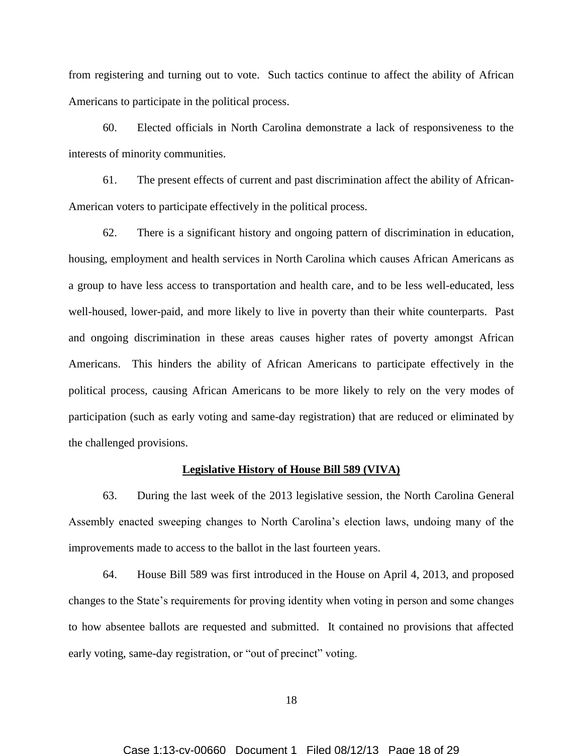from registering and turning out to vote. Such tactics continue to affect the ability of African Americans to participate in the political process.

60. Elected officials in North Carolina demonstrate a lack of responsiveness to the interests of minority communities.

61. The present effects of current and past discrimination affect the ability of African-American voters to participate effectively in the political process.

62. There is a significant history and ongoing pattern of discrimination in education, housing, employment and health services in North Carolina which causes African Americans as a group to have less access to transportation and health care, and to be less well-educated, less well-housed, lower-paid, and more likely to live in poverty than their white counterparts. Past and ongoing discrimination in these areas causes higher rates of poverty amongst African Americans. This hinders the ability of African Americans to participate effectively in the political process, causing African Americans to be more likely to rely on the very modes of participation (such as early voting and same-day registration) that are reduced or eliminated by the challenged provisions.

**<u>Legislative History of House Bill 589 (VIVA)</u>**

63. During the last week of the 2013 legislative session, the North Carolina General Assembly enacted sweeping changes to North Carolina's election laws, undoing many of the improvements made to access to the ballot in the last fourteen years.

64. House Bill 589 was first introduced in the House on April 4, 2013, and proposed changes to the State's requirements for proving identity when voting in person and some changes to how absentee ballots are requested and submitted. It contained no provisions that affected early voting, same-day registration, or "out of precinct" voting.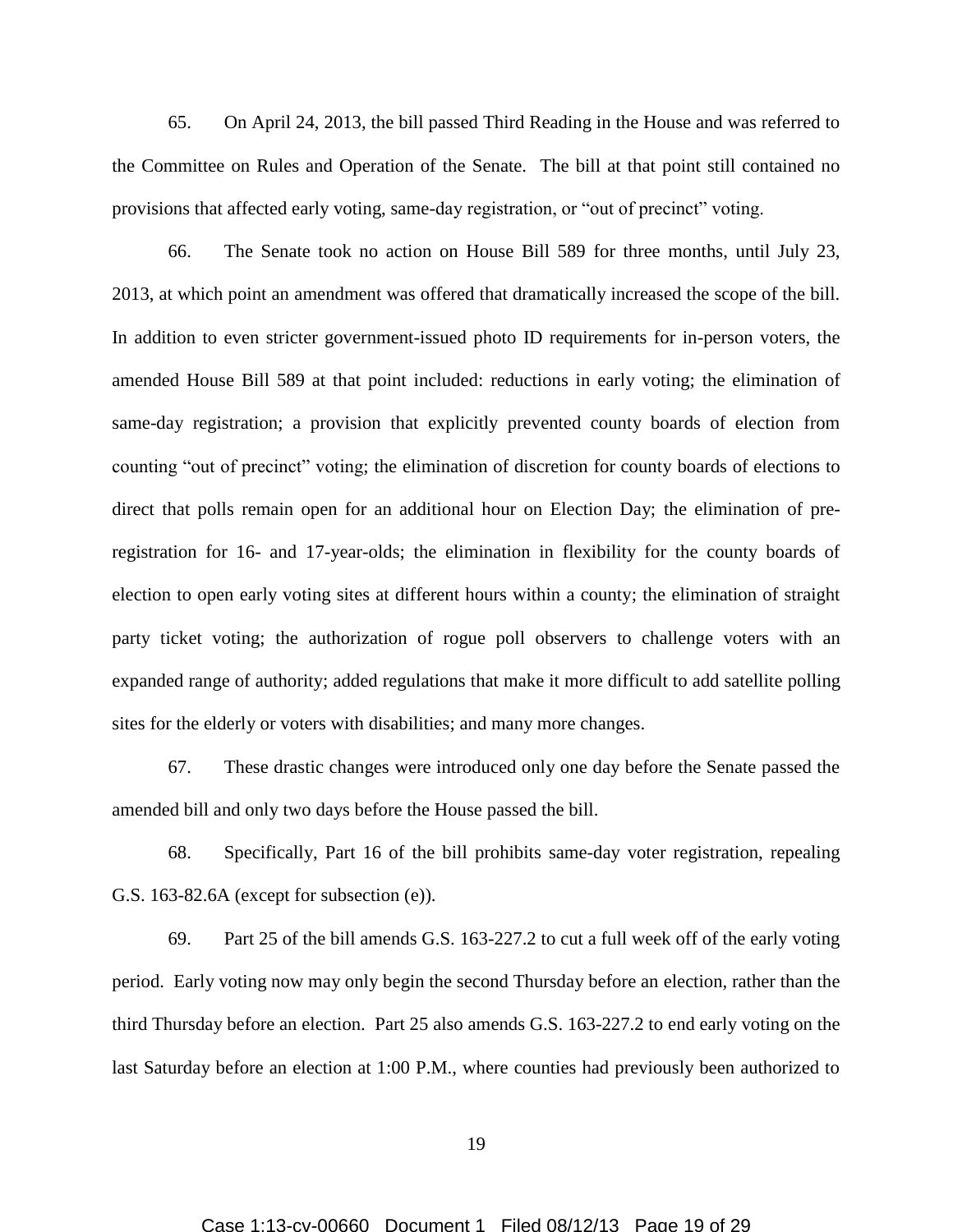65. On April 24, 2013, the bill passed Third Reading in the House and was referred to the Committee on Rules and Operation of the Senate. The bill at that point still contained no provisions that affected early voting, same-day registration, or "out of precinct" voting.

66. The Senate took no action on House Bill 589 for three months, until July 23, 2013, at which point an amendment was offered that dramatically increased the scope of the bill. In addition to even stricter government-issued photo ID requirements for in-person voters, the amended House Bill 589 at that point included: reductions in early voting; the elimination of same-day registration; a provision that explicitly prevented county boards of election from counting "out of precinct" voting; the elimination of discretion for county boards of elections to direct that polls remain open for an additional hour on Election Day; the elimination of pre-registration for 16- and 17-year-olds; the elimination in flexibility for the county boards of election to open early voting sites at different hours within a county; the elimination of straight party ticket voting; the authorization of rogue poll observers to challenge voters with an expanded range of authority; added regulations that make it more difficult to add satellite polling sites for the elderly or voters with disabilities; and many more changes.

67. These drastic changes were introduced only one day before the Senate passed the amended bill and only two days before the House passed the bill.

68. Specifically, Part 16 of the bill prohibits same-day voter registration, repealing G.S. 163-82.6A (except for subsection (e)).

69. Part 25 of the bill amends G.S. 163-227.2 to cut a full week off of the early voting period. Early voting now may only begin the second Thursday before an election, rather than the third Thursday before an election. Part 25 also amends G.S. 163-227.2 to end early voting on the last Saturday before an election at 1:00 P.M., where counties had previously been authorized to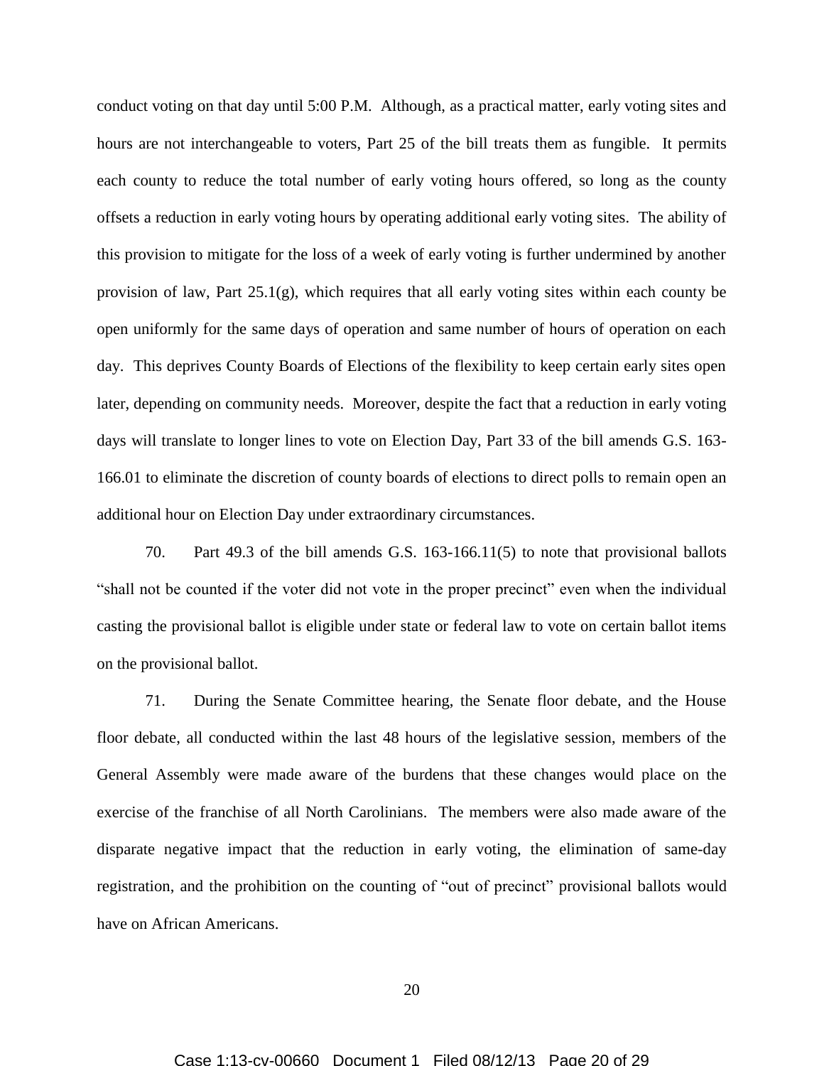conduct voting on that day until 5:00 P.M. Although, as a practical matter, early voting sites and hours are not interchangeable to voters, Part 25 of the bill treats them as fungible. It permits each county to reduce the total number of early voting hours offered, so long as the county offsets a reduction in early voting hours by operating additional early voting sites. The ability of this provision to mitigate for the loss of a week of early voting is further undermined by another provision of law, Part 25.1(g), which requires that all early voting sites within each county be open uniformly for the same days of operation and same number of hours of operation on each day. This deprives County Boards of Elections of the flexibility to keep certain early sites open later, depending on community needs. Moreover, despite the fact that a reduction in early voting days will translate to longer lines to vote on Election Day, Part 33 of the bill amends G.S. 163-166.01 to eliminate the discretion of county boards of elections to direct polls to remain open an additional hour on Election Day under extraordinary circumstances.

70. Part 49.3 of the bill amends G.S. 163-166.11(5) to note that provisional ballots "shall not be counted if the voter did not vote in the proper precinct" even when the individual casting the provisional ballot is eligible under state or federal law to vote on certain ballot items on the provisional ballot.

71. During the Senate Committee hearing, the Senate floor debate, and the House floor debate, all conducted within the last 48 hours of the legislative session, members of the General Assembly were made aware of the burdens that these changes would place on the exercise of the franchise of all North Carolinians. The members were also made aware of the disparate negative impact that the reduction in early voting, the elimination of same-day registration, and the prohibition on the counting of "out of precinct" provisional ballots would have on African Americans.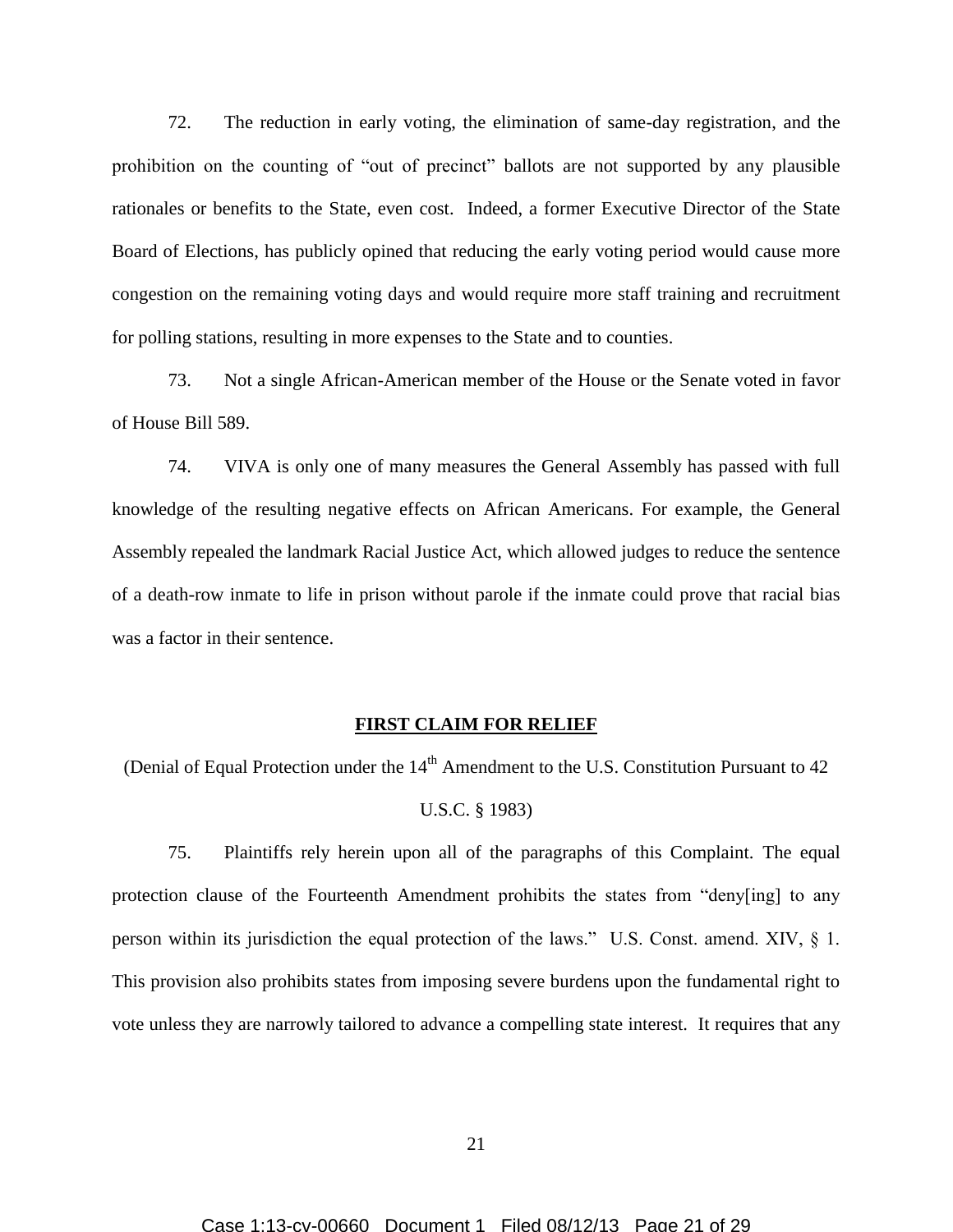72. The reduction in early voting, the elimination of same-day registration, and the prohibition on the counting of "out of precinct" ballots are not supported by any plausible rationales or benefits to the State, even cost. Indeed, a former Executive Director of the State Board of Elections, has publicly opined that reducing the early voting period would cause more congestion on the remaining voting days and would require more staff training and recruitment for polling stations, resulting in more expenses to the State and to counties.

73. Not a single African-American member of the House or the Senate voted in favor of House Bill 589.

74. VIVA is only one of many measures the General Assembly has passed with full knowledge of the resulting negative effects on African Americans. For example, the General Assembly repealed the landmark Racial Justice Act, which allowed judges to reduce the sentence of a death-row inmate to life in prison without parole if the inmate could prove that racial bias was a factor in their sentence.

## **FIRST CLAIM FOR RELIEF**

(Denial of Equal Protection under the 14th Amendment to the U.S. Constitution Pursuant to 42 U.S.C. § 1983)

75. Plaintiffs rely herein upon all of the paragraphs of this Complaint. The equal protection clause of the Fourteenth Amendment prohibits the states from "deny[ing] to any person within its jurisdiction the equal protection of the laws." U.S. Const. amend. XIV, § 1. This provision also prohibits states from imposing severe burdens upon the fundamental right to vote unless they are narrowly tailored to advance a compelling state interest. It requires that any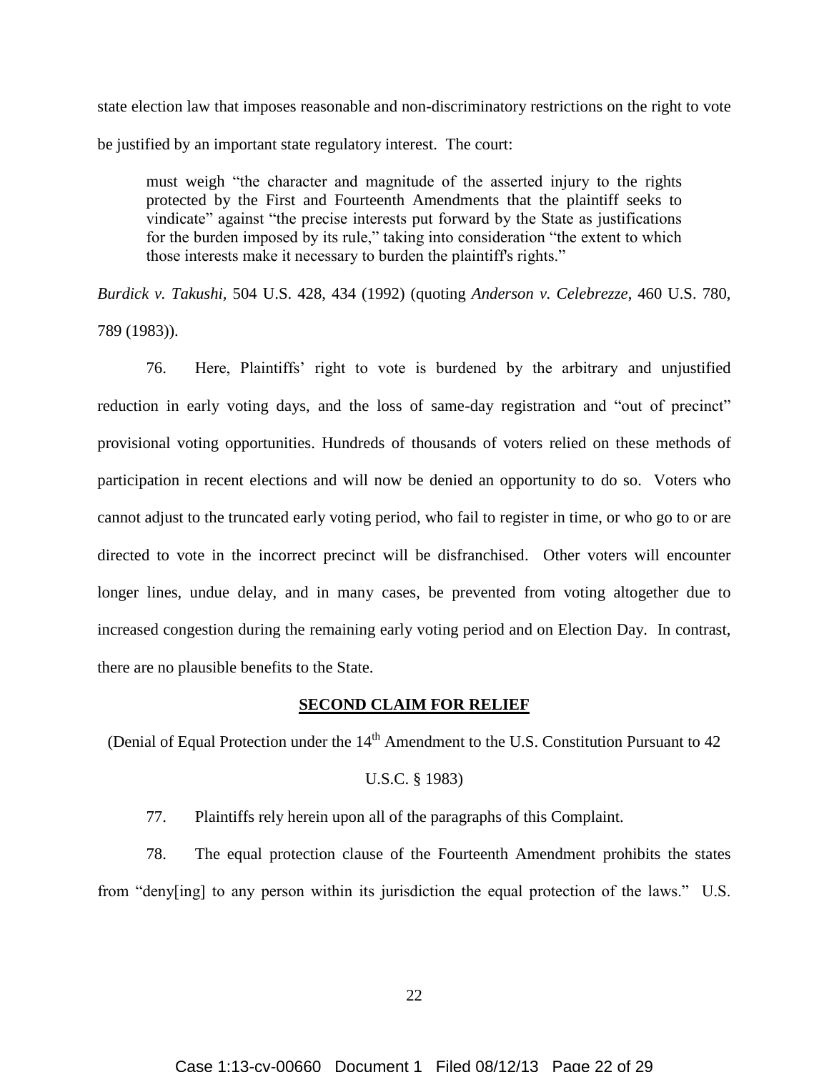state election law that imposes reasonable and non-discriminatory restrictions on the right to vote be justified by an important state regulatory interest. The court:

> must weigh "the character and magnitude of the asserted injury to the rights protected by the First and Fourteenth Amendments that the plaintiff seeks to vindicate" against "the precise interests put forward by the State as justifications for the burden imposed by its rule," taking into consideration "the extent to which those interests make it necessary to burden the plaintiff's rights."

*Burdick v. Takushi*, 504 U.S. 428, 434 (1992) (quoting *Anderson v. Celebrezze*, 460 U.S. 780, 789 (1983)).

76. Here, Plaintiffs' right to vote is burdened by the arbitrary and unjustified reduction in early voting days, and the loss of same-day registration and "out of precinct" provisional voting opportunities. Hundreds of thousands of voters relied on these methods of participation in recent elections and will now be denied an opportunity to do so. Voters who cannot adjust to the truncated early voting period, who fail to register in time, or who go to or are directed to vote in the incorrect precinct will be disfranchised. Other voters will encounter longer lines, undue delay, and in many cases, be prevented from voting altogether due to increased congestion during the remaining early voting period and on Election Day. In contrast, there are no plausible benefits to the State.

**SECOND CLAIM FOR RELIEF**

(Denial of Equal Protection under the 14th Amendment to the U.S. Constitution Pursuant to 42 U.S.C. § 1983)

77. Plaintiffs rely herein upon all of the paragraphs of this Complaint.

78. The equal protection clause of the Fourteenth Amendment prohibits the states from "deny[ing] to any person within its jurisdiction the equal protection of the laws." U.S.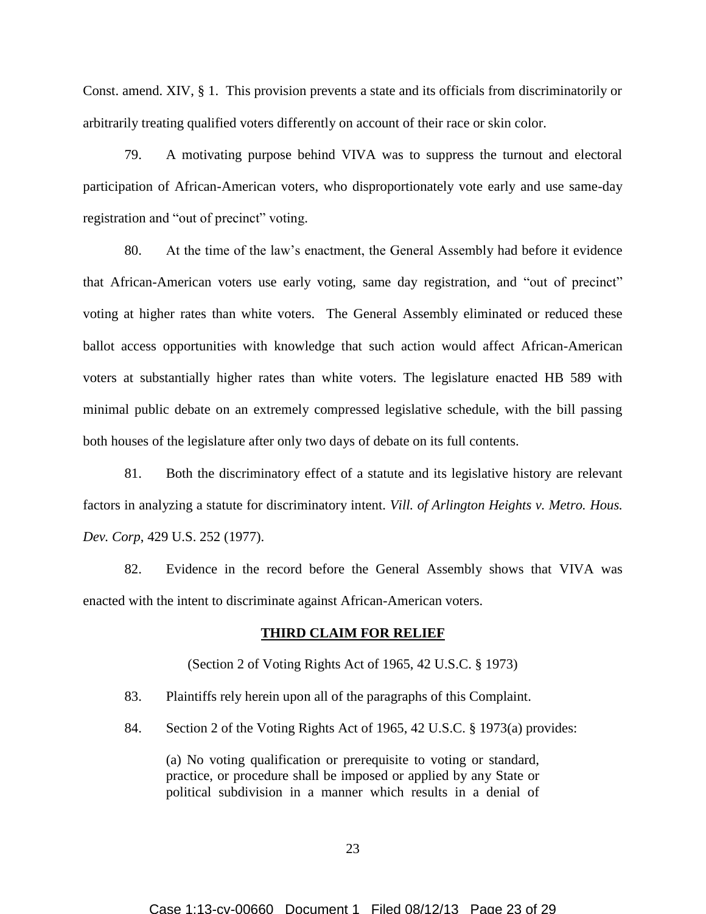Const. amend. XIV, § 1. This provision prevents a state and its officials from discriminatorily or arbitrarily treating qualified voters differently on account of their race or skin color.

79. A motivating purpose behind VIVA was to suppress the turnout and electoral participation of African-American voters, who disproportionately vote early and use same-day registration and "out of precinct" voting.

80. At the time of the law's enactment, the General Assembly had before it evidence that African-American voters use early voting, same day registration, and "out of precinct" voting at higher rates than white voters. The General Assembly eliminated or reduced these ballot access opportunities with knowledge that such action would affect African-American voters at substantially higher rates than white voters. The legislature enacted HB 589 with minimal public debate on an extremely compressed legislative schedule, with the bill passing both houses of the legislature after only two days of debate on its full contents.

81. Both the discriminatory effect of a statute and its legislative history are relevant factors in analyzing a statute for discriminatory intent. *Vill. of Arlington Heights v. Metro. Hous. Dev. Corp*, 429 U.S. 252 (1977).

82. Evidence in the record before the General Assembly shows that VIVA was enacted with the intent to discriminate against African-American voters.

## **THIRD CLAIM FOR RELIEF**

(Section 2 of Voting Rights Act of 1965, 42 U.S.C. § 1973)

83. Plaintiffs rely herein upon all of the paragraphs of this Complaint.

84. Section 2 of the Voting Rights Act of 1965, 42 U.S.C. § 1973(a) provides:

> (a) No voting qualification or prerequisite to voting or standard, practice, or procedure shall be imposed or applied by any State or political subdivision in a manner which results in a denial of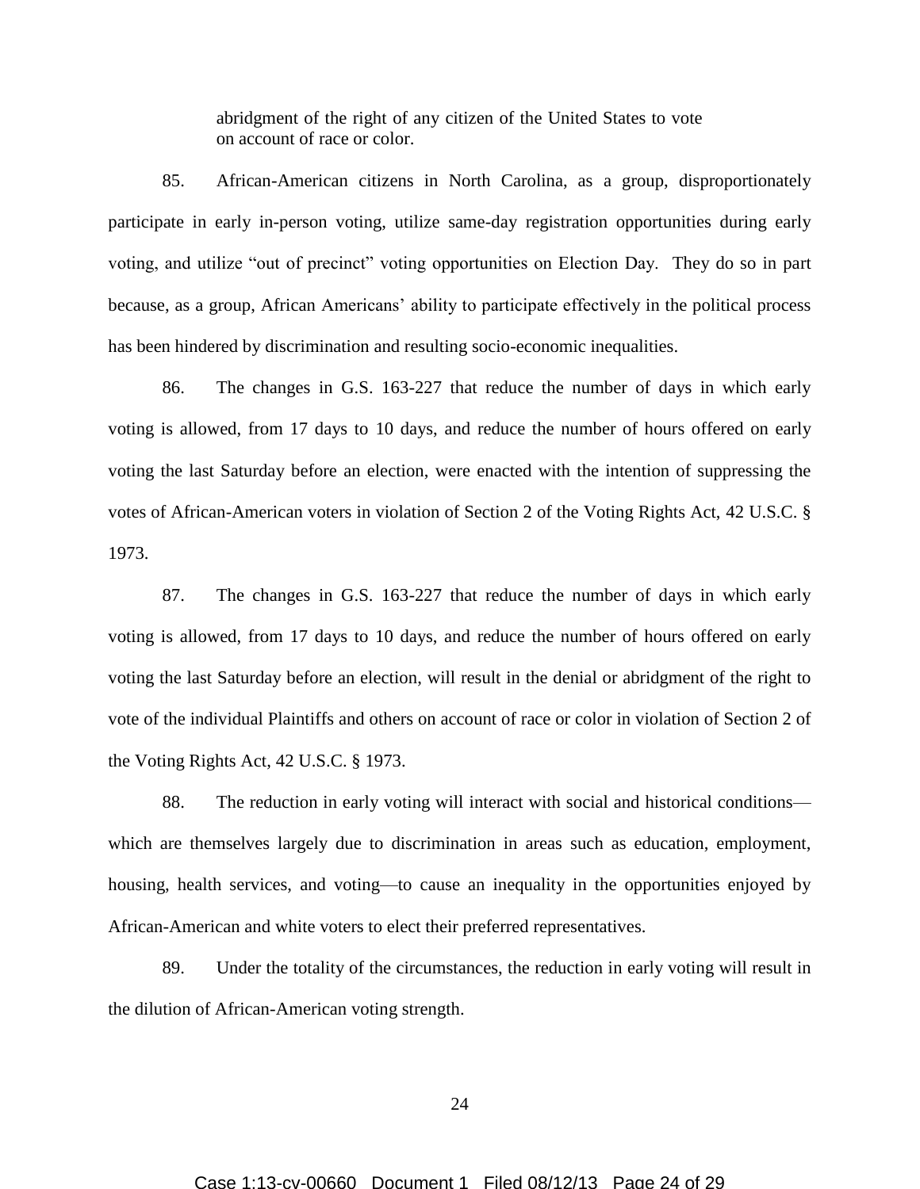> abridgment of the right of any citizen of the United States to vote on account of race or color.

85. African-American citizens in North Carolina, as a group, disproportionately participate in early in-person voting, utilize same-day registration opportunities during early voting, and utilize "out of precinct" voting opportunities on Election Day. They do so in part because, as a group, African Americans' ability to participate effectively in the political process has been hindered by discrimination and resulting socio-economic inequalities.

86. The changes in G.S. 163-227 that reduce the number of days in which early voting is allowed, from 17 days to 10 days, and reduce the number of hours offered on early voting the last Saturday before an election, were enacted with the intention of suppressing the votes of African-American voters in violation of Section 2 of the Voting Rights Act, 42 U.S.C. § 1973.

87. The changes in G.S. 163-227 that reduce the number of days in which early voting is allowed, from 17 days to 10 days, and reduce the number of hours offered on early voting the last Saturday before an election, will result in the denial or abridgment of the right to vote of the individual Plaintiffs and others on account of race or color in violation of Section 2 of the Voting Rights Act, 42 U.S.C. § 1973.

88. The reduction in early voting will interact with social and historical conditions—which are themselves largely due to discrimination in areas such as education, employment, housing, health services, and voting—to cause an inequality in the opportunities enjoyed by African-American and white voters to elect their preferred representatives.

89. Under the totality of the circumstances, the reduction in early voting will result in the dilution of African-American voting strength.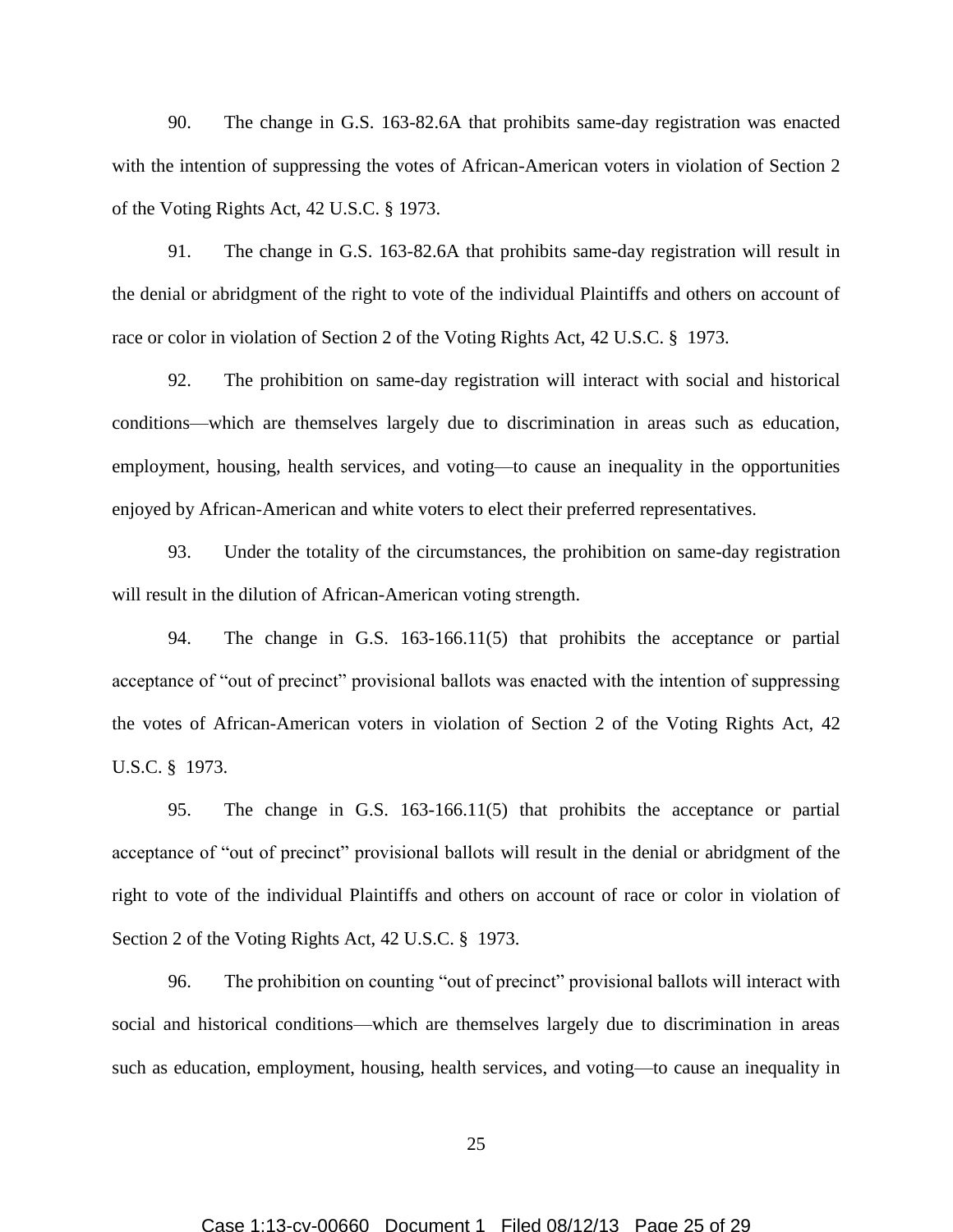90. The change in G.S. 163-82.6A that prohibits same-day registration was enacted with the intention of suppressing the votes of African-American voters in violation of Section 2 of the Voting Rights Act, 42 U.S.C. § 1973.

91. The change in G.S. 163-82.6A that prohibits same-day registration will result in the denial or abridgment of the right to vote of the individual Plaintiffs and others on account of race or color in violation of Section 2 of the Voting Rights Act, 42 U.S.C. § 1973.

92. The prohibition on same-day registration will interact with social and historical conditions—which are themselves largely due to discrimination in areas such as education, employment, housing, health services, and voting—to cause an inequality in the opportunities enjoyed by African-American and white voters to elect their preferred representatives.

93. Under the totality of the circumstances, the prohibition on same-day registration will result in the dilution of African-American voting strength.

94. The change in G.S. 163-166.11(5) that prohibits the acceptance or partial acceptance of "out of precinct" provisional ballots was enacted with the intention of suppressing the votes of African-American voters in violation of Section 2 of the Voting Rights Act, 42 U.S.C. § 1973.

95. The change in G.S. 163-166.11(5) that prohibits the acceptance or partial acceptance of "out of precinct" provisional ballots will result in the denial or abridgment of the right to vote of the individual Plaintiffs and others on account of race or color in violation of Section 2 of the Voting Rights Act, 42 U.S.C. § 1973.

96. The prohibition on counting "out of precinct" provisional ballots will interact with social and historical conditions—which are themselves largely due to discrimination in areas such as education, employment, housing, health services, and voting—to cause an inequality in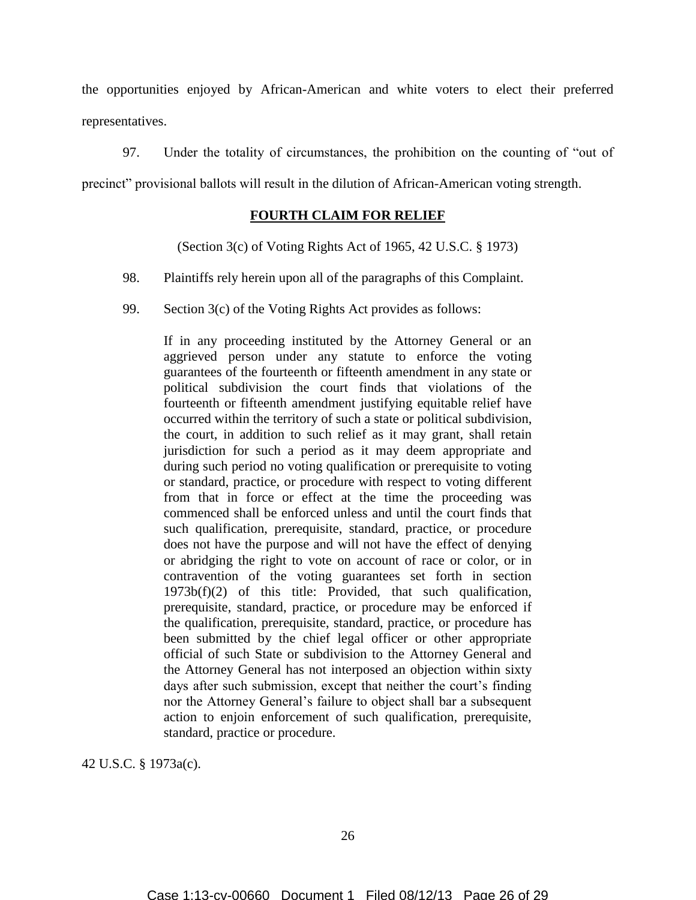the opportunities enjoyed by African-American and white voters to elect their preferred representatives.

97. Under the totality of circumstances, the prohibition on the counting of "out of precinct" provisional ballots will result in the dilution of African-American voting strength.

## **FOURTH CLAIM FOR RELIEF**

(Section 3(c) of Voting Rights Act of 1965, 42 U.S.C. § 1973)

98. Plaintiffs rely herein upon all of the paragraphs of this Complaint.

99. Section 3(c) of the Voting Rights Act provides as follows:

> If in any proceeding instituted by the Attorney General or an aggrieved person under any statute to enforce the voting guarantees of the fourteenth or fifteenth amendment in any state or political subdivision the court finds that violations of the fourteenth or fifteenth amendment justifying equitable relief have occurred within the territory of such a state or political subdivision, the court, in addition to such relief as it may grant, shall retain jurisdiction for such a period as it may deem appropriate and during such period no voting qualification or prerequisite to voting or standard, practice, or procedure with respect to voting different from that in force or effect at the time the proceeding was commenced shall be enforced unless and until the court finds that such qualification, prerequisite, standard, practice, or procedure does not have the purpose and will not have the effect of denying or abridging the right to vote on account of race or color, or in contravention of the voting guarantees set forth in section 1973b(f)(2) of this title: Provided, that such qualification, prerequisite, standard, practice, or procedure may be enforced if the qualification, prerequisite, standard, practice, or procedure has been submitted by the chief legal officer or other appropriate official of such State or subdivision to the Attorney General and the Attorney General has not interposed an objection within sixty days after such submission, except that neither the court's finding nor the Attorney General's failure to object shall bar a subsequent action to enjoin enforcement of such qualification, prerequisite, standard, practice or procedure.

42 U.S.C. § 1973a(c).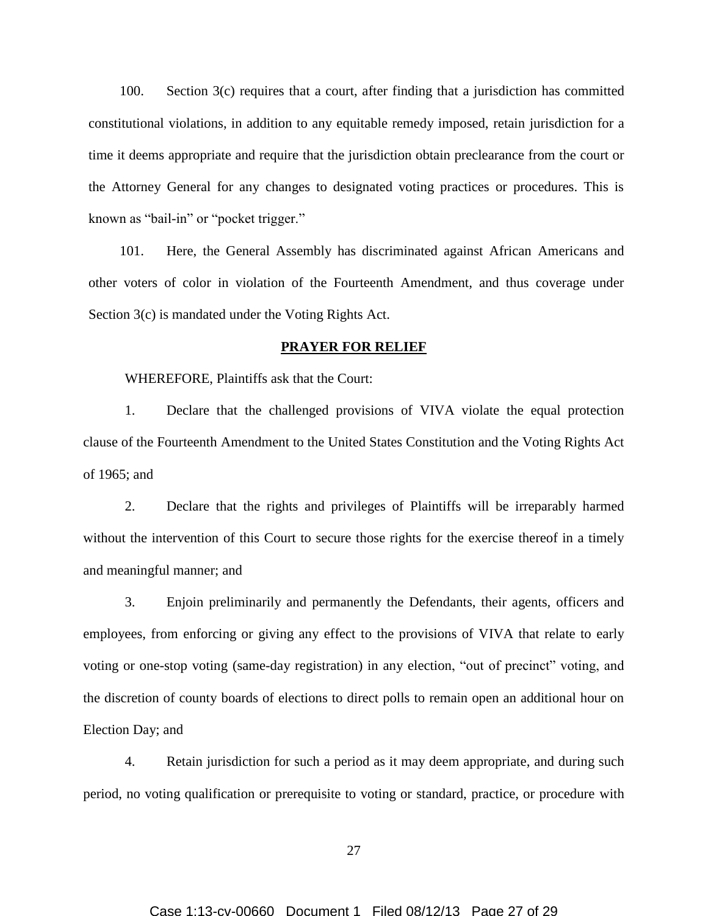100. Section 3(c) requires that a court, after finding that a jurisdiction has committed constitutional violations, in addition to any equitable remedy imposed, retain jurisdiction for a time it deems appropriate and require that the jurisdiction obtain preclearance from the court or the Attorney General for any changes to designated voting practices or procedures. This is known as "bail-in" or "pocket trigger."

101. Here, the General Assembly has discriminated against African Americans and other voters of color in violation of the Fourteenth Amendment, and thus coverage under Section 3(c) is mandated under the Voting Rights Act.

**PRAYER FOR RELIEF**

WHEREFORE, Plaintiffs ask that the Court:

1. Declare that the challenged provisions of VIVA violate the equal protection clause of the Fourteenth Amendment to the United States Constitution and the Voting Rights Act of 1965; and

2. Declare that the rights and privileges of Plaintiffs will be irreparably harmed without the intervention of this Court to secure those rights for the exercise thereof in a timely and meaningful manner; and

3. Enjoin preliminarily and permanently the Defendants, their agents, officers and employees, from enforcing or giving any effect to the provisions of VIVA that relate to early voting or one-stop voting (same-day registration) in any election, "out of precinct" voting, and the discretion of county boards of elections to direct polls to remain open an additional hour on Election Day; and

4. Retain jurisdiction for such a period as it may deem appropriate, and during such period, no voting qualification or prerequisite to voting or standard, practice, or procedure with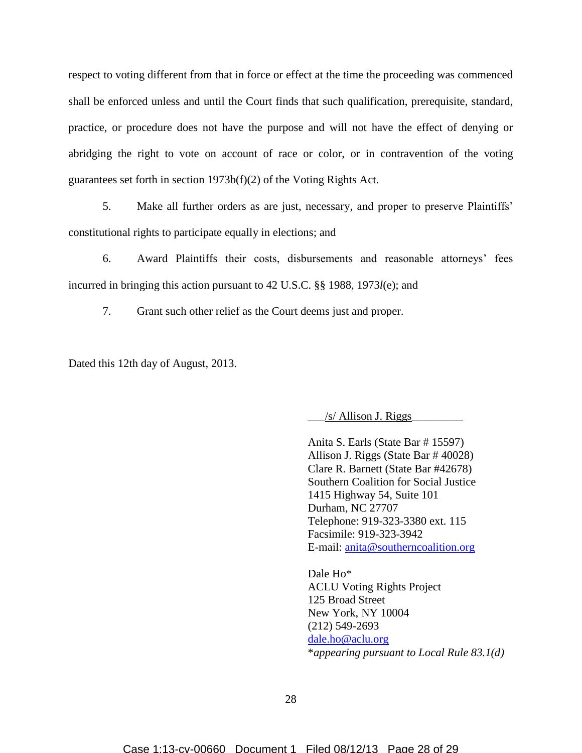respect to voting different from that in force or effect at the time the proceeding was commenced shall be enforced unless and until the Court finds that such qualification, prerequisite, standard, practice, or procedure does not have the purpose and will not have the effect of denying or abridging the right to vote on account of race or color, or in contravention of the voting guarantees set forth in section 1973b(f)(2) of the Voting Rights Act.

5. Make all further orders as are just, necessary, and proper to preserve Plaintiffs' constitutional rights to participate equally in elections; and

6. Award Plaintiffs their costs, disbursements and reasonable attorneys' fees incurred in bringing this action pursuant to 42 U.S.C. §§ 1988, 1973*l*(e); and

7. Grant such other relief as the Court deems just and proper.

Dated this 12th day of August, 2013.

/s/ Allison J. Riggs

Anita S. Earls (State Bar # 15597)
Allison J. Riggs (State Bar # 40028)
Clare R. Barnett (State Bar #42678)
Southern Coalition for Social Justice
1415 Highway 54, Suite 101
Durham, NC 27707
Telephone: 919-323-3380 ext. 115
Facsimile: 919-323-3942
E-mail: anita@southerncoalition.org

Dale Ho*
ACLU Voting Rights Project
125 Broad Street
New York, NY 10004
(212) 549-2693
dale.ho@aclu.org
**appearing pursuant to Local Rule 83.1(d)*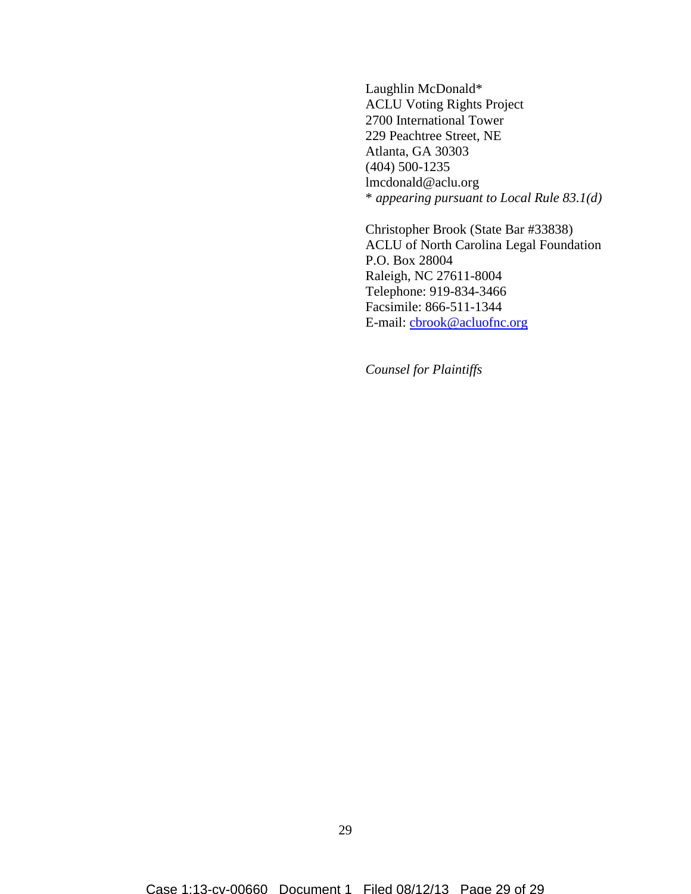Laughlin McDonald*
ACLU Voting Rights Project
2700 International Tower
229 Peachtree Street, NE
Atlanta, GA 30303
(404) 500-1235
lmcdonald@aclu.org
* *appearing pursuant to Local Rule 83.1(d)*

Christopher Brook (State Bar #33838)
ACLU of North Carolina Legal Foundation
P.O. Box 28004
Raleigh, NC 27611-8004
Telephone: 919-834-3466
Facsimile: 866-511-1344
E-mail: cbrook@acluofnc.org

*Counsel for Plaintiffs*